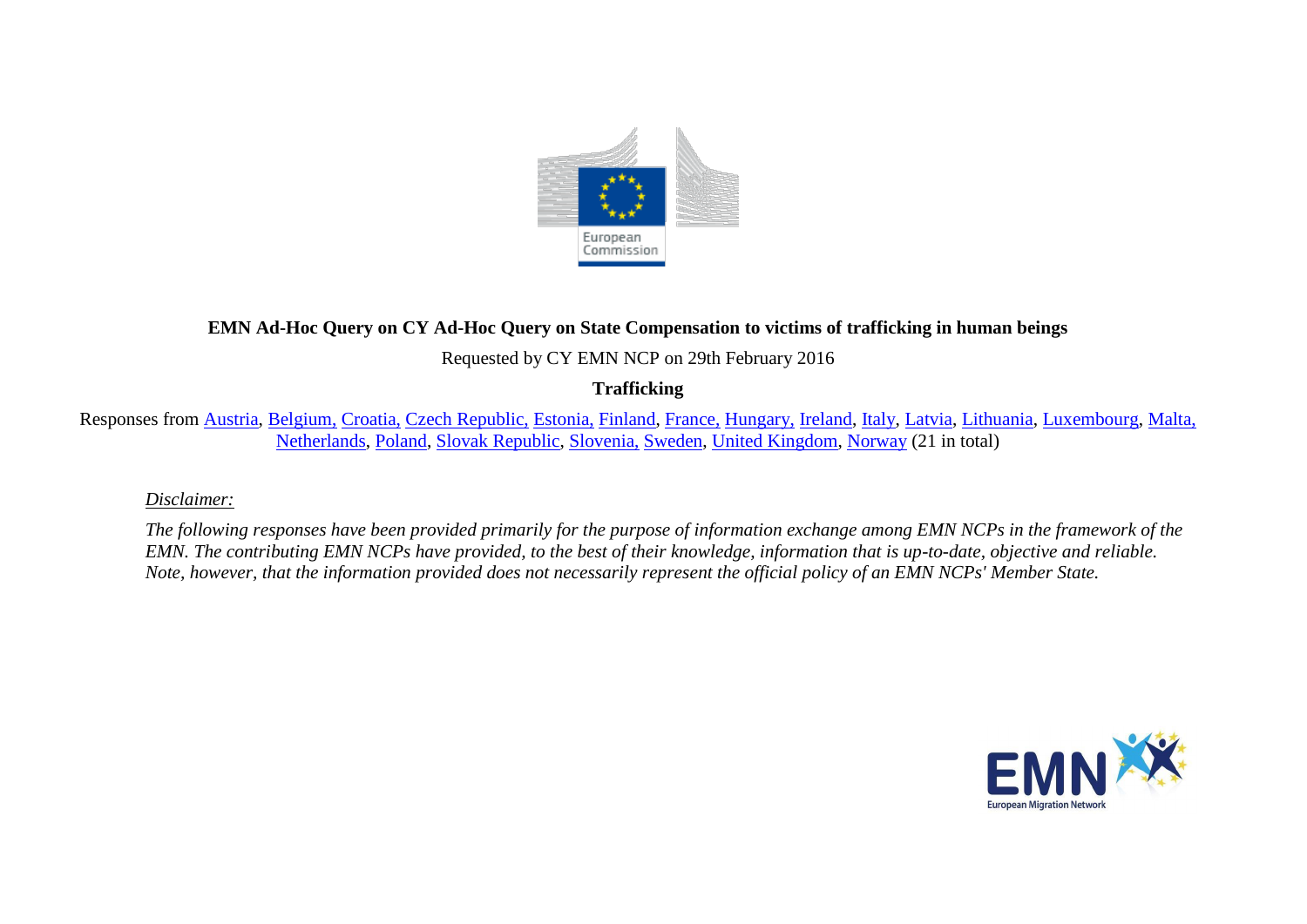**EMN Ad-Hoc Query on CY Ad-Hoc Query on State Compensation to victims of trafficking in human beings**

Requested by CY EMN NCP on 29th February 2016

**Trafficking**

Responses from Austria, Belgium, Croatia, Czech Republic, Estonia, Finland, France, Hungary, Ireland, Italy, Latvia, Lithuania, Luxembourg, Malta, Netherlands, Poland, Slovak Republic, Slovenia, Sweden, United Kingdom, Norway (21 in total)

*Disclaimer:*

*The following responses have been provided primarily for the purpose of information exchange among EMN NCPs in the framework of the EMN. The contributing EMN NCPs have provided, to the best of their knowledge, information that is up-to-date, objective and reliable. Note, however, that the information provided does not necessarily represent the official policy of an EMN NCPs' Member State.*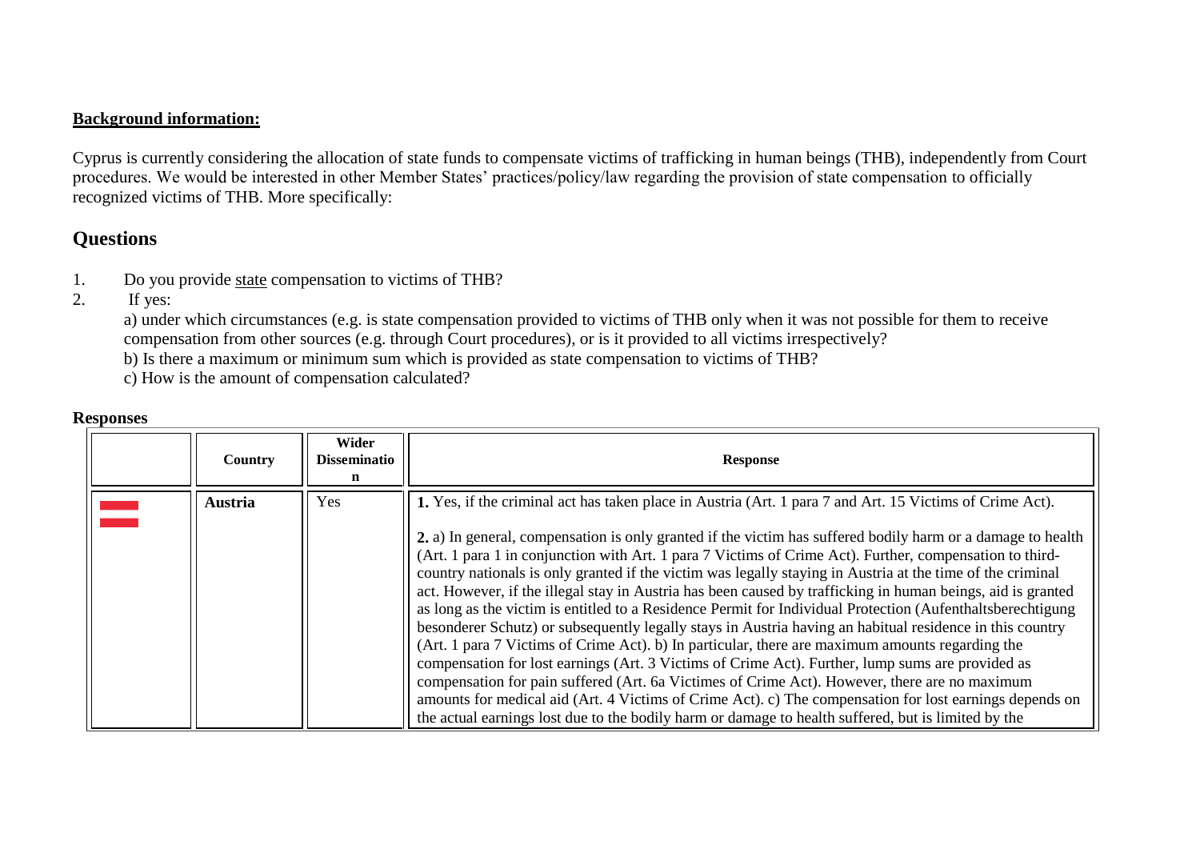**Background information:**

Cyprus is currently considering the allocation of state funds to compensate victims of trafficking in human beings (THB), independently from Court procedures. We would be interested in other Member States' practices/policy/law regarding the provision of state compensation to officially recognized victims of THB. More specifically:

## Questions

1. Do you provide state compensation to victims of THB?
2. If yes:

   a) under which circumstances (e.g. is state compensation provided to victims of THB only when it was not possible for them to receive compensation from other sources (e.g. through Court procedures), or is it provided to all victims irrespectively?

   b) Is there a maximum or minimum sum which is provided as state compensation to victims of THB?

   c) How is the amount of compensation calculated?

**Responses**

| | Country | Wider Dissemination | Response |
|---|---|---|---|
| | **Austria** | Yes | **1.** Yes, if the criminal act has taken place in Austria (Art. 1 para 7 and Art. 15 Victims of Crime Act).<br><br>**2.** a) In general, compensation is only granted if the victim has suffered bodily harm or a damage to health (Art. 1 para 1 in conjunction with Art. 1 para 7 Victims of Crime Act). Further, compensation to third-country nationals is only granted if the victim was legally staying in Austria at the time of the criminal act. However, if the illegal stay in Austria has been caused by trafficking in human beings, aid is granted as long as the victim is entitled to a Residence Permit for Individual Protection (Aufenthaltsberechtigung besonderer Schutz) or subsequently legally stays in Austria having an habitual residence in this country (Art. 1 para 7 Victims of Crime Act). b) In particular, there are maximum amounts regarding the compensation for lost earnings (Art. 3 Victims of Crime Act). Further, lump sums are provided as compensation for pain suffered (Art. 6a Victimes of Crime Act). However, there are no maximum amounts for medical aid (Art. 4 Victims of Crime Act). c) The compensation for lost earnings depends on the actual earnings lost due to the bodily harm or damage to health suffered, but is limited by the |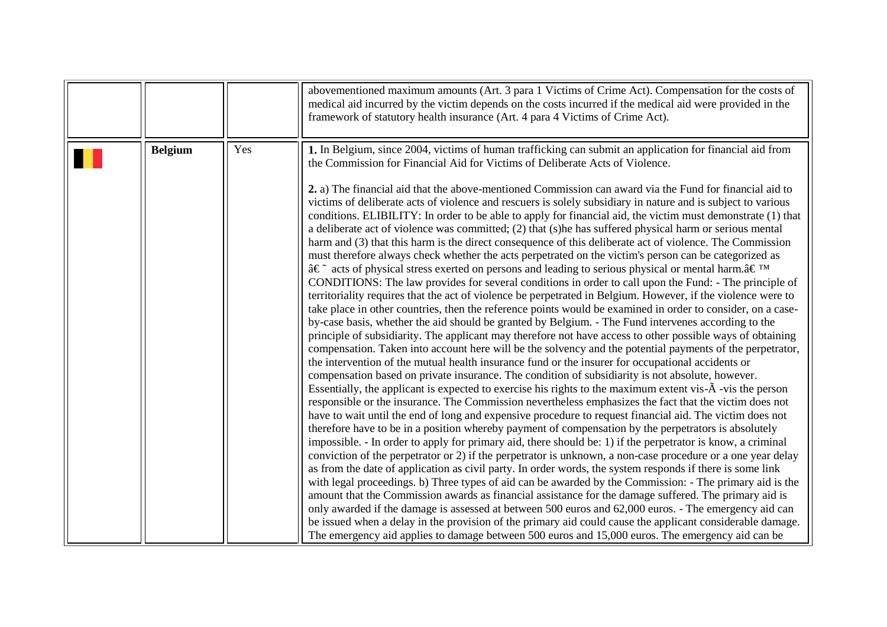| | | | |
|---|---|---|---|
| | | | abovementioned maximum amounts (Art. 3 para 1 Victims of Crime Act). Compensation for the costs of medical aid incurred by the victim depends on the costs incurred if the medical aid were provided in the framework of statutory health insurance (Art. 4 para 4 Victims of Crime Act). |
| | **Belgium** | Yes | **1.** In Belgium, since 2004, victims of human trafficking can submit an application for financial aid from the Commission for Financial Aid for Victims of Deliberate Acts of Violence.<br><br>**2.** a) The financial aid that the above-mentioned Commission can award via the Fund for financial aid to victims of deliberate acts of violence and rescuers is solely subsidiary in nature and is subject to various conditions. ELIBILITY: In order to be able to apply for financial aid, the victim must demonstrate (1) that a deliberate act of violence was committed; (2) that (s)he has suffered physical harm or serious mental harm and (3) that this harm is the direct consequence of this deliberate act of violence. The Commission must therefore always check whether the acts perpetrated on the victim's person can be categorized as â€˜ acts of physical stress exerted on persons and leading to serious physical or mental harm.â€™ CONDITIONS: The law provides for several conditions in order to call upon the Fund: - The principle of territoriality requires that the act of violence be perpetrated in Belgium. However, if the violence were to take place in other countries, then the reference points would be examined in order to consider, on a case-by-case basis, whether the aid should be granted by Belgium. - The Fund intervenes according to the principle of subsidiarity. The applicant may therefore not have access to other possible ways of obtaining compensation. Taken into account here will be the solvency and the potential payments of the perpetrator, the intervention of the mutual health insurance fund or the insurer for occupational accidents or compensation based on private insurance. The condition of subsidiarity is not absolute, however. Essentially, the applicant is expected to exercise his rights to the maximum extent vis-Ã -vis the person responsible or the insurance. The Commission nevertheless emphasizes the fact that the victim does not have to wait until the end of long and expensive procedure to request financial aid. The victim does not therefore have to be in a position whereby payment of compensation by the perpetrators is absolutely impossible. - In order to apply for primary aid, there should be: 1) if the perpetrator is know, a criminal conviction of the perpetrator or 2) if the perpetrator is unknown, a non-case procedure or a one year delay as from the date of application as civil party. In order words, the system responds if there is some link with legal proceedings. b) Three types of aid can be awarded by the Commission: - The primary aid is the amount that the Commission awards as financial assistance for the damage suffered. The primary aid is only awarded if the damage is assessed at between 500 euros and 62,000 euros. - The emergency aid can be issued when a delay in the provision of the primary aid could cause the applicant considerable damage. The emergency aid applies to damage between 500 euros and 15,000 euros. The emergency aid can be |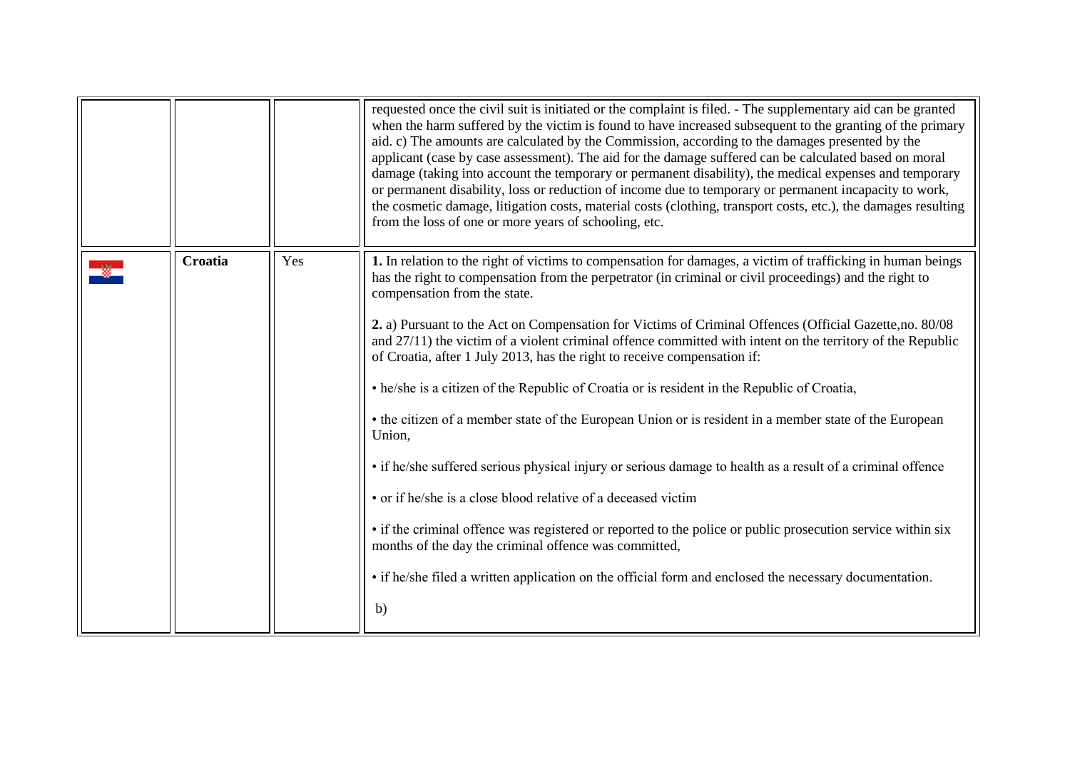| | | | |
|---|---|---|---|
| | | | requested once the civil suit is initiated or the complaint is filed. - The supplementary aid can be granted when the harm suffered by the victim is found to have increased subsequent to the granting of the primary aid. c) The amounts are calculated by the Commission, according to the damages presented by the applicant (case by case assessment). The aid for the damage suffered can be calculated based on moral damage (taking into account the temporary or permanent disability), the medical expenses and temporary or permanent disability, loss or reduction of income due to temporary or permanent incapacity to work, the cosmetic damage, litigation costs, material costs (clothing, transport costs, etc.), the damages resulting from the loss of one or more years of schooling, etc. |
| | **Croatia** | Yes | **1.** In relation to the right of victims to compensation for damages, a victim of trafficking in human beings has the right to compensation from the perpetrator (in criminal or civil proceedings) and the right to compensation from the state.<br><br>**2.** a) Pursuant to the Act on Compensation for Victims of Criminal Offences (Official Gazette,no. 80/08 and 27/11) the victim of a violent criminal offence committed with intent on the territory of the Republic of Croatia, after 1 July 2013, has the right to receive compensation if:<br><br>• he/she is a citizen of the Republic of Croatia or is resident in the Republic of Croatia,<br><br>• the citizen of a member state of the European Union or is resident in a member state of the European Union,<br><br>• if he/she suffered serious physical injury or serious damage to health as a result of a criminal offence<br><br>• or if he/she is a close blood relative of a deceased victim<br><br>• if the criminal offence was registered or reported to the police or public prosecution service within six months of the day the criminal offence was committed,<br><br>• if he/she filed a written application on the official form and enclosed the necessary documentation.<br><br>b) |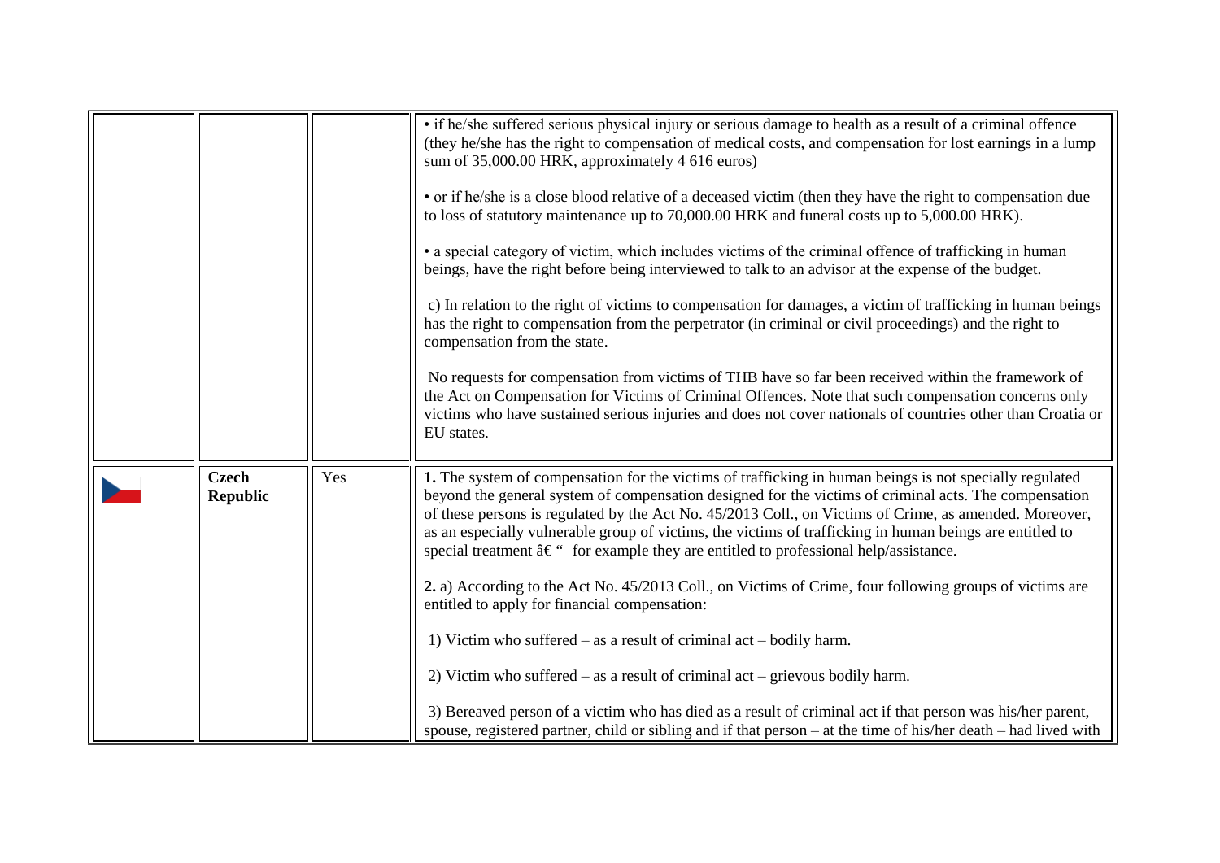| | | | |
|---|---|---|---|
| | | | • if he/she suffered serious physical injury or serious damage to health as a result of a criminal offence (they he/she has the right to compensation of medical costs, and compensation for lost earnings in a lump sum of 35,000.00 HRK, approximately 4 616 euros)<br><br>• or if he/she is a close blood relative of a deceased victim (then they have the right to compensation due to loss of statutory maintenance up to 70,000.00 HRK and funeral costs up to 5,000.00 HRK).<br><br>• a special category of victim, which includes victims of the criminal offence of trafficking in human beings, have the right before being interviewed to talk to an advisor at the expense of the budget.<br><br>c) In relation to the right of victims to compensation for damages, a victim of trafficking in human beings has the right to compensation from the perpetrator (in criminal or civil proceedings) and the right to compensation from the state.<br><br>No requests for compensation from victims of THB have so far been received within the framework of the Act on Compensation for Victims of Criminal Offences. Note that such compensation concerns only victims who have sustained serious injuries and does not cover nationals of countries other than Croatia or EU states. |
| | **Czech Republic** | Yes | **1.** The system of compensation for the victims of trafficking in human beings is not specially regulated beyond the general system of compensation designed for the victims of criminal acts. The compensation of these persons is regulated by the Act No. 45/2013 Coll., on Victims of Crime, as amended. Moreover, as an especially vulnerable group of victims, the victims of trafficking in human beings are entitled to special treatment â€" for example they are entitled to professional help/assistance.<br><br>**2.** a) According to the Act No. 45/2013 Coll., on Victims of Crime, four following groups of victims are entitled to apply for financial compensation:<br><br>1) Victim who suffered – as a result of criminal act – bodily harm.<br><br>2) Victim who suffered – as a result of criminal act – grievous bodily harm.<br><br>3) Bereaved person of a victim who has died as a result of criminal act if that person was his/her parent, spouse, registered partner, child or sibling and if that person – at the time of his/her death – had lived with |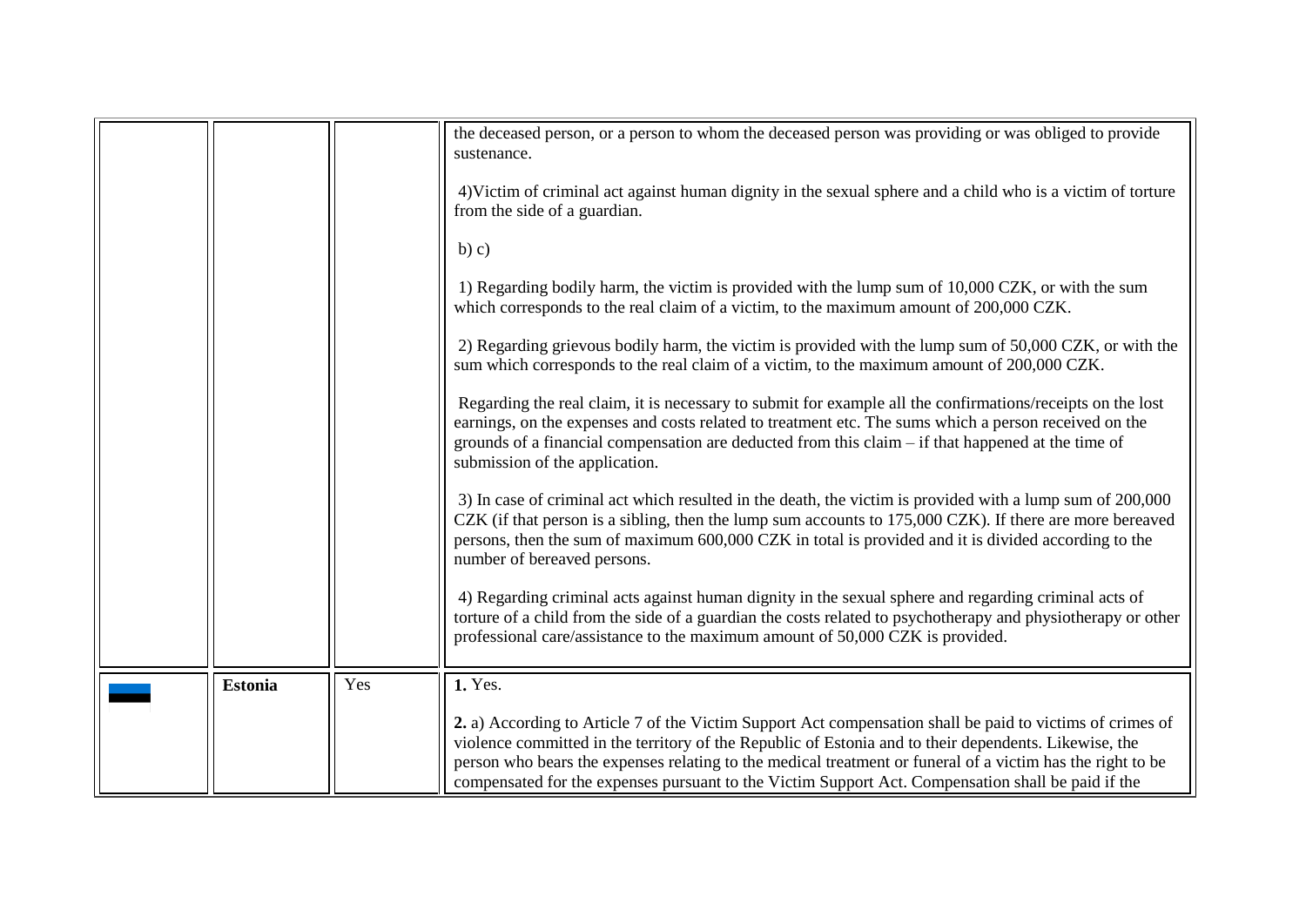| | | | |
|---|---|---|---|
| | | | the deceased person, or a person to whom the deceased person was providing or was obliged to provide sustenance.<br><br>4)Victim of criminal act against human dignity in the sexual sphere and a child who is a victim of torture from the side of a guardian.<br><br>b) c)<br><br>1) Regarding bodily harm, the victim is provided with the lump sum of 10,000 CZK, or with the sum which corresponds to the real claim of a victim, to the maximum amount of 200,000 CZK.<br><br>2) Regarding grievous bodily harm, the victim is provided with the lump sum of 50,000 CZK, or with the sum which corresponds to the real claim of a victim, to the maximum amount of 200,000 CZK.<br><br>Regarding the real claim, it is necessary to submit for example all the confirmations/receipts on the lost earnings, on the expenses and costs related to treatment etc. The sums which a person received on the grounds of a financial compensation are deducted from this claim – if that happened at the time of submission of the application.<br><br>3) In case of criminal act which resulted in the death, the victim is provided with a lump sum of 200,000 CZK (if that person is a sibling, then the lump sum accounts to 175,000 CZK). If there are more bereaved persons, then the sum of maximum 600,000 CZK in total is provided and it is divided according to the number of bereaved persons.<br><br>4) Regarding criminal acts against human dignity in the sexual sphere and regarding criminal acts of torture of a child from the side of a guardian the costs related to psychotherapy and physiotherapy or other professional care/assistance to the maximum amount of 50,000 CZK is provided. |
| | **Estonia** | Yes | **1.** Yes.<br><br>**2.** a) According to Article 7 of the Victim Support Act compensation shall be paid to victims of crimes of violence committed in the territory of the Republic of Estonia and to their dependents. Likewise, the person who bears the expenses relating to the medical treatment or funeral of a victim has the right to be compensated for the expenses pursuant to the Victim Support Act. Compensation shall be paid if the |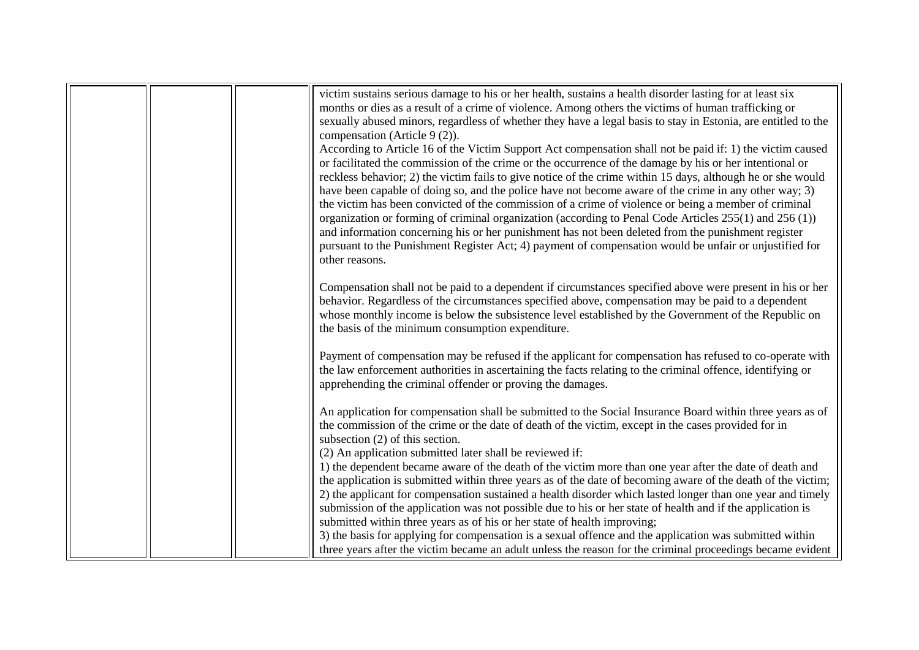|  |  |  | victim sustains serious damage to his or her health, sustains a health disorder lasting for at least six months or dies as a result of a crime of violence. Among others the victims of human trafficking or sexually abused minors, regardless of whether they have a legal basis to stay in Estonia, are entitled to the compensation (Article 9 (2)).<br>According to Article 16 of the Victim Support Act compensation shall not be paid if: 1) the victim caused or facilitated the commission of the crime or the occurrence of the damage by his or her intentional or reckless behavior; 2) the victim fails to give notice of the crime within 15 days, although he or she would have been capable of doing so, and the police have not become aware of the crime in any other way; 3) the victim has been convicted of the commission of a crime of violence or being a member of criminal organization or forming of criminal organization (according to Penal Code Articles 255(1) and 256 (1)) and information concerning his or her punishment has not been deleted from the punishment register pursuant to the Punishment Register Act; 4) payment of compensation would be unfair or unjustified for other reasons.<br><br>Compensation shall not be paid to a dependent if circumstances specified above were present in his or her behavior. Regardless of the circumstances specified above, compensation may be paid to a dependent whose monthly income is below the subsistence level established by the Government of the Republic on the basis of the minimum consumption expenditure.<br><br>Payment of compensation may be refused if the applicant for compensation has refused to co-operate with the law enforcement authorities in ascertaining the facts relating to the criminal offence, identifying or apprehending the criminal offender or proving the damages.<br><br>An application for compensation shall be submitted to the Social Insurance Board within three years as of the commission of the crime or the date of death of the victim, except in the cases provided for in subsection (2) of this section.<br>(2) An application submitted later shall be reviewed if:<br>1) the dependent became aware of the death of the victim more than one year after the date of death and the application is submitted within three years as of the date of becoming aware of the death of the victim;<br>2) the applicant for compensation sustained a health disorder which lasted longer than one year and timely submission of the application was not possible due to his or her state of health and if the application is submitted within three years as of his or her state of health improving;<br>3) the basis for applying for compensation is a sexual offence and the application was submitted within three years after the victim became an adult unless the reason for the criminal proceedings became evident |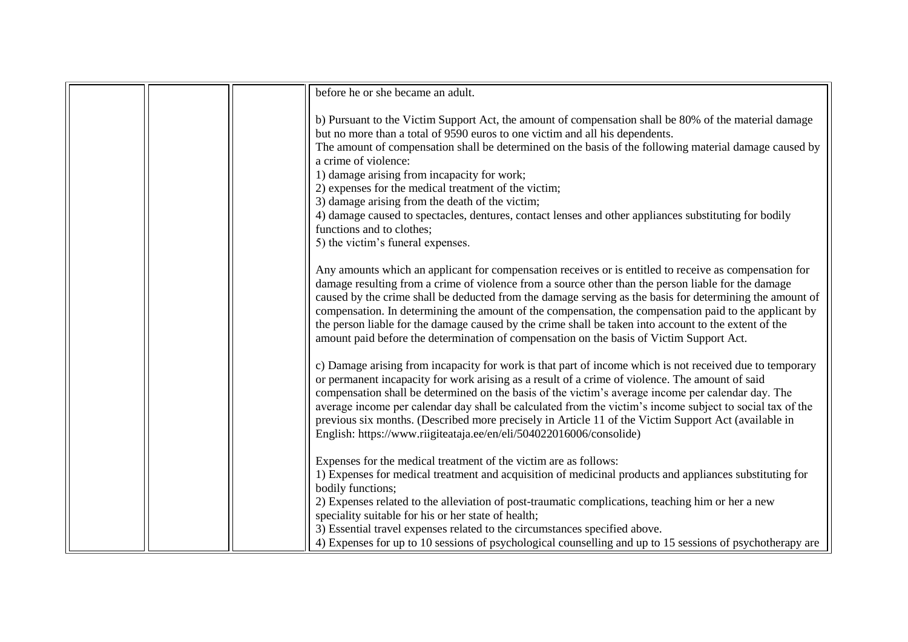|  |  |  | before he or she became an adult.<br><br>b) Pursuant to the Victim Support Act, the amount of compensation shall be 80% of the material damage but no more than a total of 9590 euros to one victim and all his dependents.<br>The amount of compensation shall be determined on the basis of the following material damage caused by a crime of violence:<br>1) damage arising from incapacity for work;<br>2) expenses for the medical treatment of the victim;<br>3) damage arising from the death of the victim;<br>4) damage caused to spectacles, dentures, contact lenses and other appliances substituting for bodily functions and to clothes;<br>5) the victim's funeral expenses.<br><br>Any amounts which an applicant for compensation receives or is entitled to receive as compensation for damage resulting from a crime of violence from a source other than the person liable for the damage caused by the crime shall be deducted from the damage serving as the basis for determining the amount of compensation. In determining the amount of the compensation, the compensation paid to the applicant by the person liable for the damage caused by the crime shall be taken into account to the extent of the amount paid before the determination of compensation on the basis of Victim Support Act.<br><br>c) Damage arising from incapacity for work is that part of income which is not received due to temporary or permanent incapacity for work arising as a result of a crime of violence. The amount of said compensation shall be determined on the basis of the victim's average income per calendar day. The average income per calendar day shall be calculated from the victim's income subject to social tax of the previous six months. (Described more precisely in Article 11 of the Victim Support Act (available in English: https://www.riigiteataja.ee/en/eli/504022016006/consolide)<br><br>Expenses for the medical treatment of the victim are as follows:<br>1) Expenses for medical treatment and acquisition of medicinal products and appliances substituting for bodily functions;<br>2) Expenses related to the alleviation of post-traumatic complications, teaching him or her a new speciality suitable for his or her state of health;<br>3) Essential travel expenses related to the circumstances specified above.<br>4) Expenses for up to 10 sessions of psychological counselling and up to 15 sessions of psychotherapy are |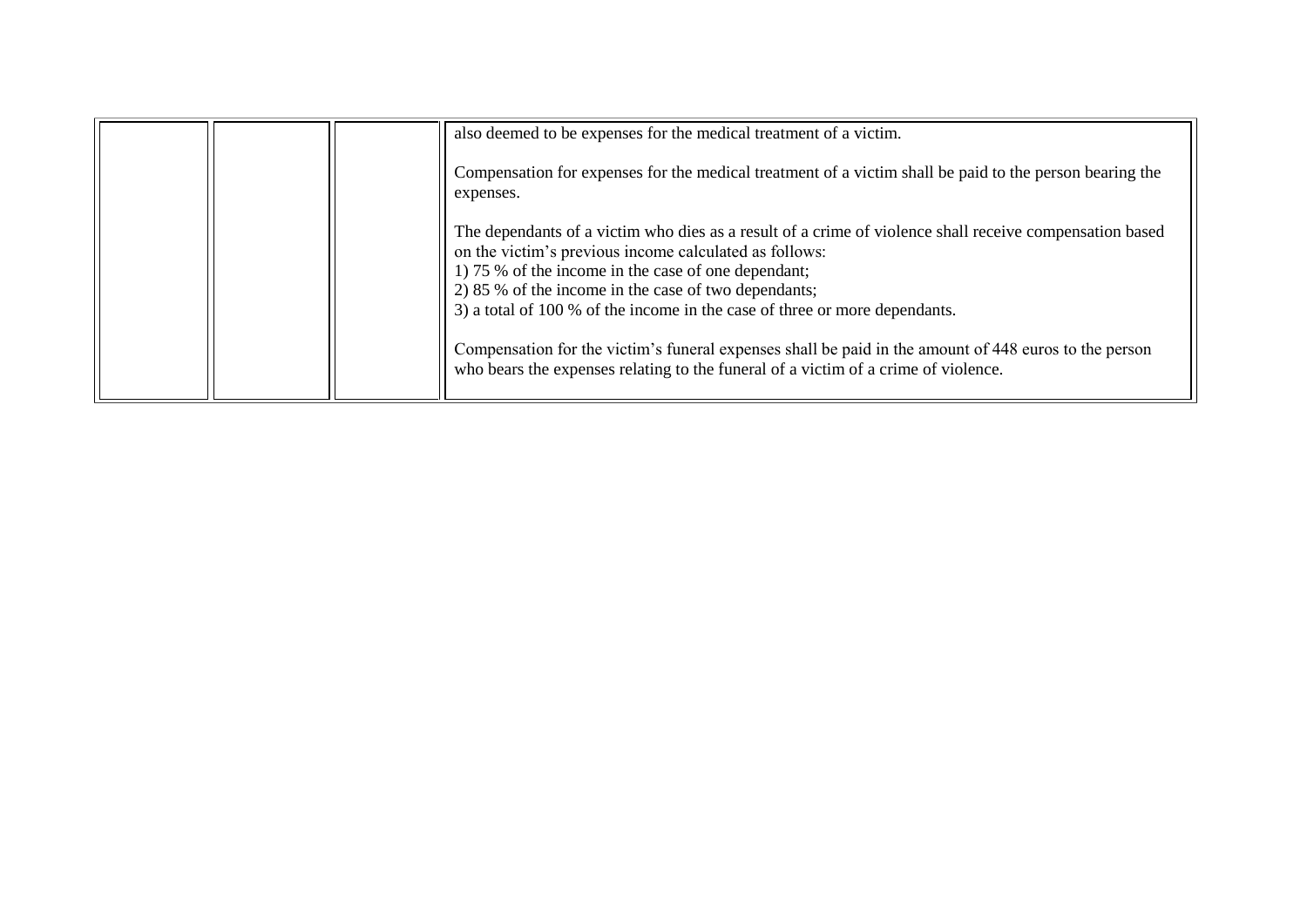|  |  |  |  |
|---|---|---|---|
|  |  |  | also deemed to be expenses for the medical treatment of a victim.<br><br>Compensation for expenses for the medical treatment of a victim shall be paid to the person bearing the expenses.<br><br>The dependants of a victim who dies as a result of a crime of violence shall receive compensation based on the victim's previous income calculated as follows:<br>1) 75 % of the income in the case of one dependant;<br>2) 85 % of the income in the case of two dependants;<br>3) a total of 100 % of the income in the case of three or more dependants.<br><br>Compensation for the victim's funeral expenses shall be paid in the amount of 448 euros to the person who bears the expenses relating to the funeral of a victim of a crime of violence. |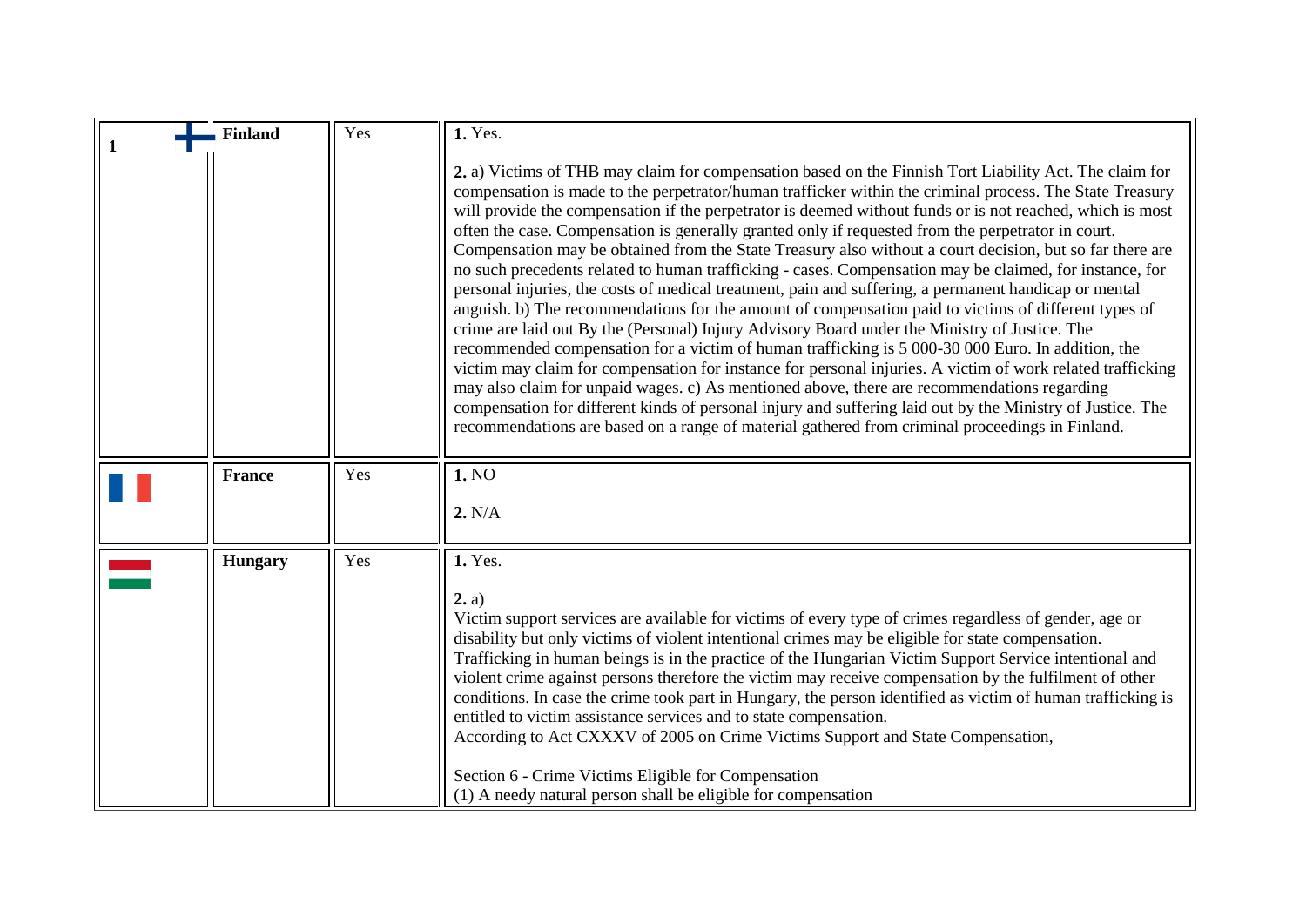| 1 | Finland | Yes | **1.** Yes.<br><br>**2.** a) Victims of THB may claim for compensation based on the Finnish Tort Liability Act. The claim for compensation is made to the perpetrator/human trafficker within the criminal process. The State Treasury will provide the compensation if the perpetrator is deemed without funds or is not reached, which is most often the case. Compensation is generally granted only if requested from the perpetrator in court. Compensation may be obtained from the State Treasury also without a court decision, but so far there are no such precedents related to human trafficking - cases. Compensation may be claimed, for instance, for personal injuries, the costs of medical treatment, pain and suffering, a permanent handicap or mental anguish. b) The recommendations for the amount of compensation paid to victims of different types of crime are laid out By the (Personal) Injury Advisory Board under the Ministry of Justice. The recommended compensation for a victim of human trafficking is 5 000-30 000 Euro. In addition, the victim may claim for compensation for instance for personal injuries. A victim of work related trafficking may also claim for unpaid wages. c) As mentioned above, there are recommendations regarding compensation for different kinds of personal injury and suffering laid out by the Ministry of Justice. The recommendations are based on a range of material gathered from criminal proceedings in Finland. |
|---|---|---|---|
| | **France** | Yes | **1.** NO<br><br>**2.** N/A |
| | **Hungary** | Yes | **1.** Yes.<br><br>**2.** a)<br>Victim support services are available for victims of every type of crimes regardless of gender, age or disability but only victims of violent intentional crimes may be eligible for state compensation.<br>Trafficking in human beings is in the practice of the Hungarian Victim Support Service intentional and violent crime against persons therefore the victim may receive compensation by the fulfilment of other conditions. In case the crime took part in Hungary, the person identified as victim of human trafficking is entitled to victim assistance services and to state compensation.<br>According to Act CXXXV of 2005 on Crime Victims Support and State Compensation,<br><br>Section 6 - Crime Victims Eligible for Compensation<br>(1) A needy natural person shall be eligible for compensation |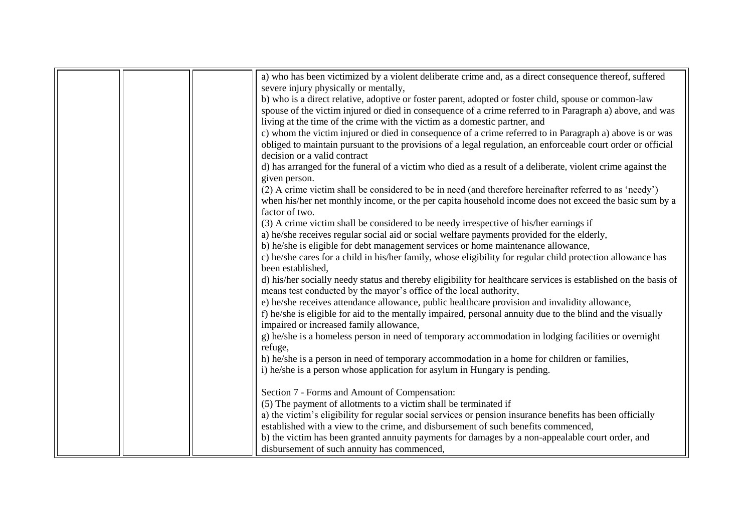| | | | |
|---|---|---|---|
| | | | a) who has been victimized by a violent deliberate crime and, as a direct consequence thereof, suffered severe injury physically or mentally,<br>b) who is a direct relative, adoptive or foster parent, adopted or foster child, spouse or common-law spouse of the victim injured or died in consequence of a crime referred to in Paragraph a) above, and was living at the time of the crime with the victim as a domestic partner, and<br>c) whom the victim injured or died in consequence of a crime referred to in Paragraph a) above is or was obliged to maintain pursuant to the provisions of a legal regulation, an enforceable court order or official decision or a valid contract<br>d) has arranged for the funeral of a victim who died as a result of a deliberate, violent crime against the given person.<br>(2) A crime victim shall be considered to be in need (and therefore hereinafter referred to as 'needy') when his/her net monthly income, or the per capita household income does not exceed the basic sum by a factor of two.<br>(3) A crime victim shall be considered to be needy irrespective of his/her earnings if<br>a) he/she receives regular social aid or social welfare payments provided for the elderly,<br>b) he/she is eligible for debt management services or home maintenance allowance,<br>c) he/she cares for a child in his/her family, whose eligibility for regular child protection allowance has been established,<br>d) his/her socially needy status and thereby eligibility for healthcare services is established on the basis of means test conducted by the mayor's office of the local authority,<br>e) he/she receives attendance allowance, public healthcare provision and invalidity allowance,<br>f) he/she is eligible for aid to the mentally impaired, personal annuity due to the blind and the visually impaired or increased family allowance,<br>g) he/she is a homeless person in need of temporary accommodation in lodging facilities or overnight refuge,<br>h) he/she is a person in need of temporary accommodation in a home for children or families,<br>i) he/she is a person whose application for asylum in Hungary is pending.<br><br>Section 7 - Forms and Amount of Compensation:<br>(5) The payment of allotments to a victim shall be terminated if<br>a) the victim's eligibility for regular social services or pension insurance benefits has been officially established with a view to the crime, and disbursement of such benefits commenced,<br>b) the victim has been granted annuity payments for damages by a non-appealable court order, and disbursement of such annuity has commenced, |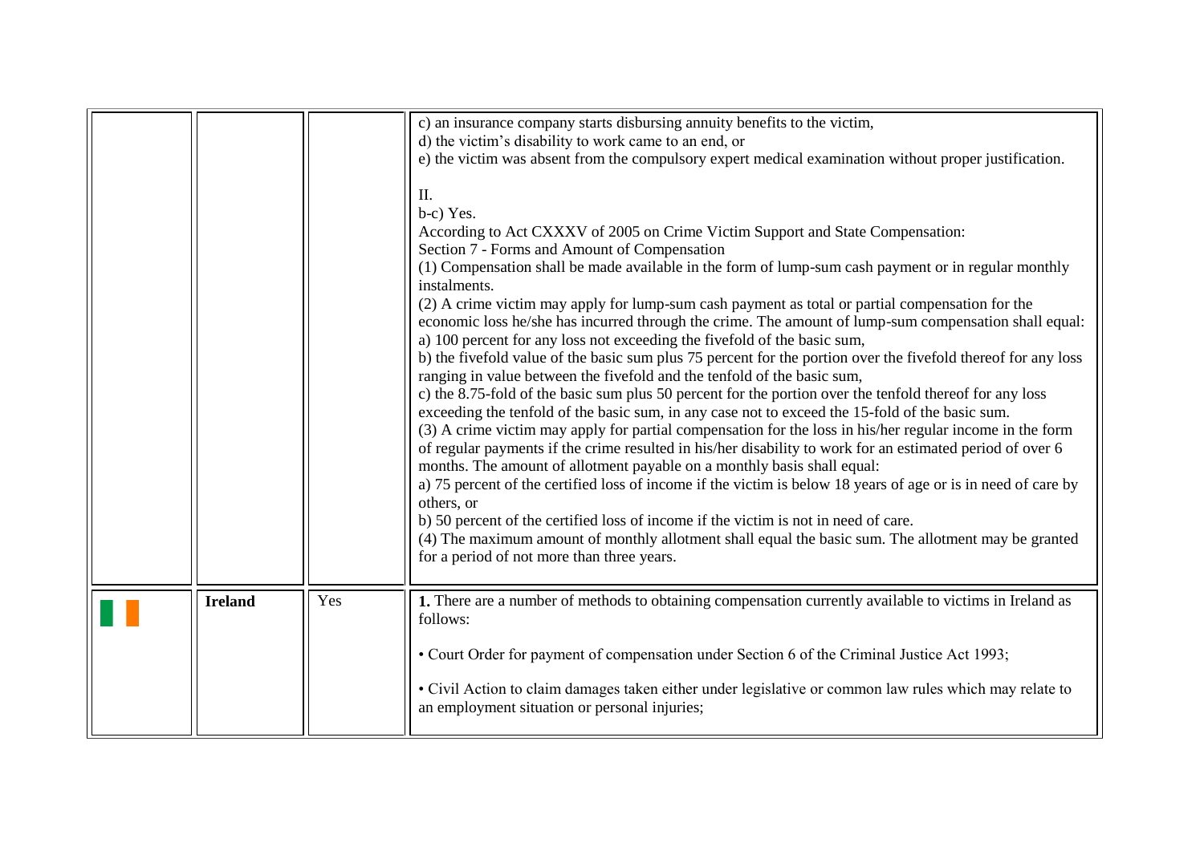| | | | |
|---|---|---|---|
| | | | c) an insurance company starts disbursing annuity benefits to the victim,<br>d) the victim's disability to work came to an end, or<br>e) the victim was absent from the compulsory expert medical examination without proper justification.<br><br>II.<br>b-c) Yes.<br>According to Act CXXXV of 2005 on Crime Victim Support and State Compensation:<br>Section 7 - Forms and Amount of Compensation<br>(1) Compensation shall be made available in the form of lump-sum cash payment or in regular monthly instalments.<br>(2) A crime victim may apply for lump-sum cash payment as total or partial compensation for the economic loss he/she has incurred through the crime. The amount of lump-sum compensation shall equal:<br>a) 100 percent for any loss not exceeding the fivefold of the basic sum,<br>b) the fivefold value of the basic sum plus 75 percent for the portion over the fivefold thereof for any loss ranging in value between the fivefold and the tenfold of the basic sum,<br>c) the 8.75-fold of the basic sum plus 50 percent for the portion over the tenfold thereof for any loss exceeding the tenfold of the basic sum, in any case not to exceed the 15-fold of the basic sum.<br>(3) A crime victim may apply for partial compensation for the loss in his/her regular income in the form of regular payments if the crime resulted in his/her disability to work for an estimated period of over 6 months. The amount of allotment payable on a monthly basis shall equal:<br>a) 75 percent of the certified loss of income if the victim is below 18 years of age or is in need of care by others, or<br>b) 50 percent of the certified loss of income if the victim is not in need of care.<br>(4) The maximum amount of monthly allotment shall equal the basic sum. The allotment may be granted for a period of not more than three years. |
| | **Ireland** | Yes | **1.** There are a number of methods to obtaining compensation currently available to victims in Ireland as follows:<br><br>• Court Order for payment of compensation under Section 6 of the Criminal Justice Act 1993;<br><br>• Civil Action to claim damages taken either under legislative or common law rules which may relate to an employment situation or personal injuries; |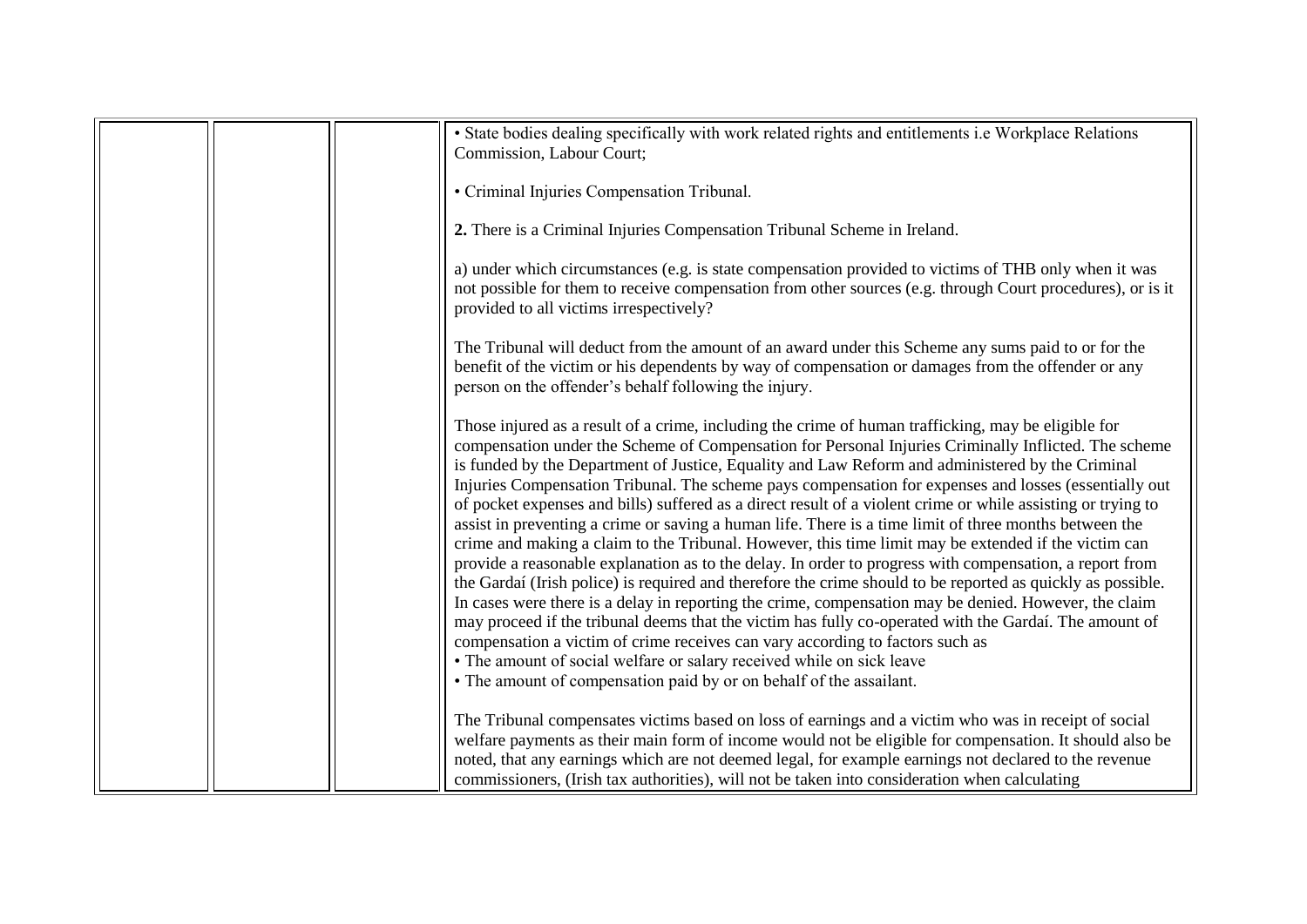|  |  |  | • State bodies dealing specifically with work related rights and entitlements i.e Workplace Relations Commission, Labour Court;<br><br>• Criminal Injuries Compensation Tribunal.<br><br>**2.** There is a Criminal Injuries Compensation Tribunal Scheme in Ireland.<br><br>a) under which circumstances (e.g. is state compensation provided to victims of THB only when it was not possible for them to receive compensation from other sources (e.g. through Court procedures), or is it provided to all victims irrespectively?<br><br>The Tribunal will deduct from the amount of an award under this Scheme any sums paid to or for the benefit of the victim or his dependents by way of compensation or damages from the offender or any person on the offender's behalf following the injury.<br><br>Those injured as a result of a crime, including the crime of human trafficking, may be eligible for compensation under the Scheme of Compensation for Personal Injuries Criminally Inflicted. The scheme is funded by the Department of Justice, Equality and Law Reform and administered by the Criminal Injuries Compensation Tribunal. The scheme pays compensation for expenses and losses (essentially out of pocket expenses and bills) suffered as a direct result of a violent crime or while assisting or trying to assist in preventing a crime or saving a human life. There is a time limit of three months between the crime and making a claim to the Tribunal. However, this time limit may be extended if the victim can provide a reasonable explanation as to the delay. In order to progress with compensation, a report from the Gardaí (Irish police) is required and therefore the crime should to be reported as quickly as possible. In cases were there is a delay in reporting the crime, compensation may be denied. However, the claim may proceed if the tribunal deems that the victim has fully co-operated with the Gardaí. The amount of compensation a victim of crime receives can vary according to factors such as<br>• The amount of social welfare or salary received while on sick leave<br>• The amount of compensation paid by or on behalf of the assailant.<br><br>The Tribunal compensates victims based on loss of earnings and a victim who was in receipt of social welfare payments as their main form of income would not be eligible for compensation. It should also be noted, that any earnings which are not deemed legal, for example earnings not declared to the revenue commissioners, (Irish tax authorities), will not be taken into consideration when calculating |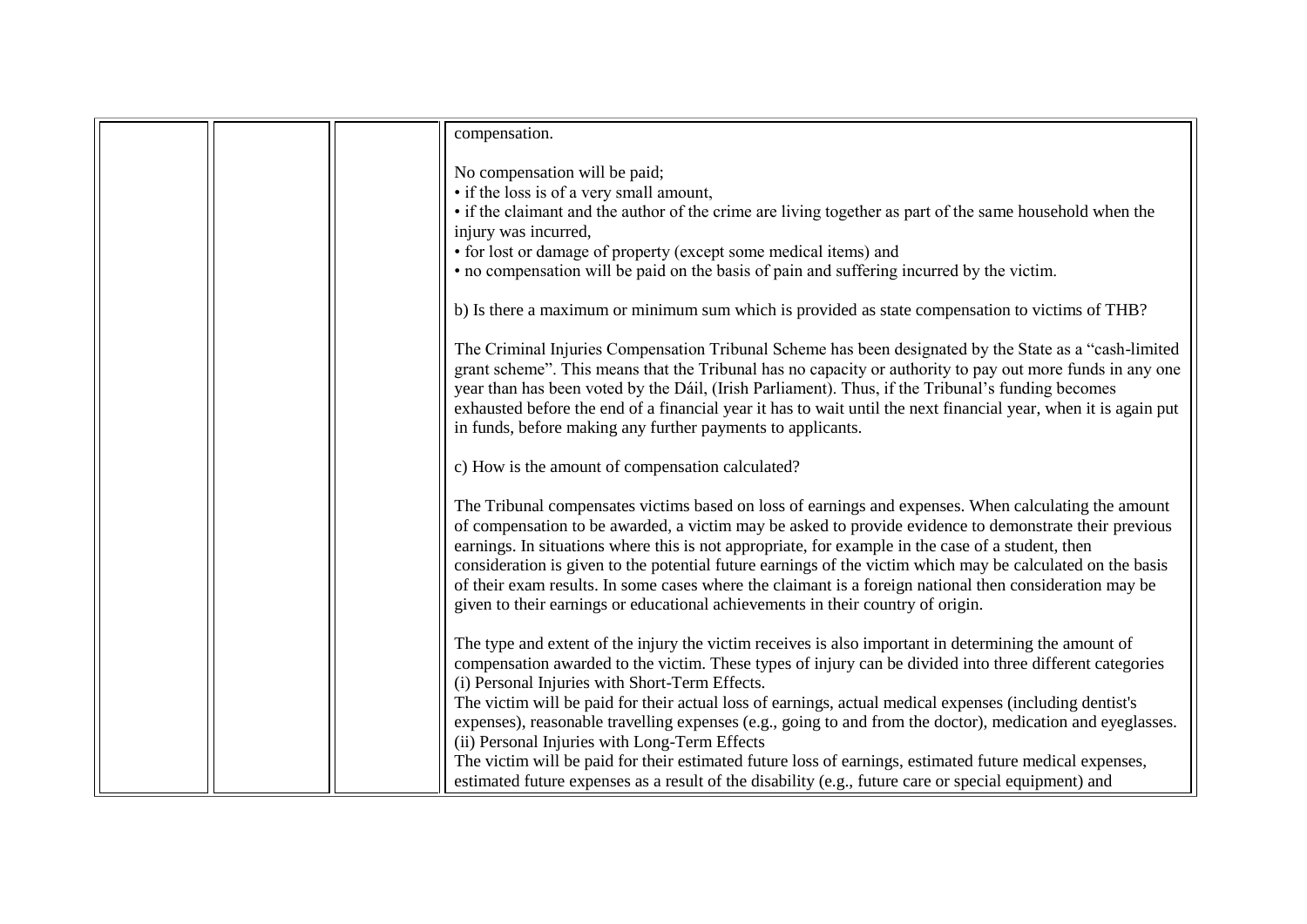| | | | compensation.<br><br>No compensation will be paid;<br>• if the loss is of a very small amount,<br>• if the claimant and the author of the crime are living together as part of the same household when the injury was incurred,<br>• for lost or damage of property (except some medical items) and<br>• no compensation will be paid on the basis of pain and suffering incurred by the victim.<br><br>b) Is there a maximum or minimum sum which is provided as state compensation to victims of THB?<br><br>The Criminal Injuries Compensation Tribunal Scheme has been designated by the State as a "cash-limited grant scheme". This means that the Tribunal has no capacity or authority to pay out more funds in any one year than has been voted by the Dáil, (Irish Parliament). Thus, if the Tribunal's funding becomes exhausted before the end of a financial year it has to wait until the next financial year, when it is again put in funds, before making any further payments to applicants.<br><br>c) How is the amount of compensation calculated?<br><br>The Tribunal compensates victims based on loss of earnings and expenses. When calculating the amount of compensation to be awarded, a victim may be asked to provide evidence to demonstrate their previous earnings. In situations where this is not appropriate, for example in the case of a student, then consideration is given to the potential future earnings of the victim which may be calculated on the basis of their exam results. In some cases where the claimant is a foreign national then consideration may be given to their earnings or educational achievements in their country of origin.<br><br>The type and extent of the injury the victim receives is also important in determining the amount of compensation awarded to the victim. These types of injury can be divided into three different categories<br>(i) Personal Injuries with Short-Term Effects.<br>The victim will be paid for their actual loss of earnings, actual medical expenses (including dentist's expenses), reasonable travelling expenses (e.g., going to and from the doctor), medication and eyeglasses.<br>(ii) Personal Injuries with Long-Term Effects<br>The victim will be paid for their estimated future loss of earnings, estimated future medical expenses, estimated future expenses as a result of the disability (e.g., future care or special equipment) and |
|---|---|---|---|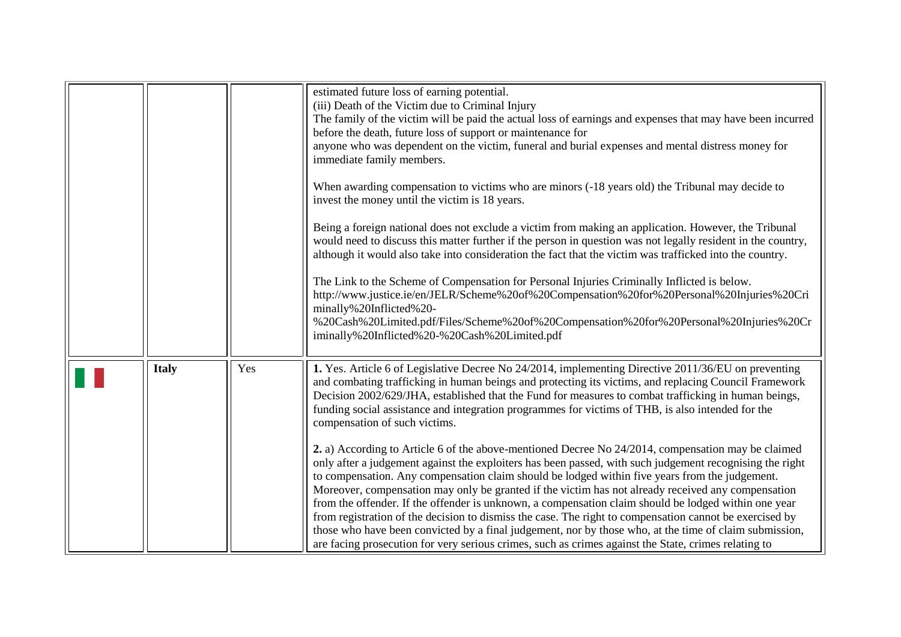| | | | |
|---|---|---|---|
| | | | estimated future loss of earning potential.<br>(iii) Death of the Victim due to Criminal Injury<br>The family of the victim will be paid the actual loss of earnings and expenses that may have been incurred before the death, future loss of support or maintenance for<br>anyone who was dependent on the victim, funeral and burial expenses and mental distress money for immediate family members.<br><br>When awarding compensation to victims who are minors (-18 years old) the Tribunal may decide to invest the money until the victim is 18 years.<br><br>Being a foreign national does not exclude a victim from making an application. However, the Tribunal would need to discuss this matter further if the person in question was not legally resident in the country, although it would also take into consideration the fact that the victim was trafficked into the country.<br><br>The Link to the Scheme of Compensation for Personal Injuries Criminally Inflicted is below.<br>http://www.justice.ie/en/JELR/Scheme%20of%20Compensation%20for%20Personal%20Injuries%20Criminally%20Inflicted%20-%20Cash%20Limited.pdf/Files/Scheme%20of%20Compensation%20for%20Personal%20Injuries%20Criminally%20Inflicted%20-%20Cash%20Limited.pdf |
| | **Italy** | Yes | **1.** Yes. Article 6 of Legislative Decree No 24/2014, implementing Directive 2011/36/EU on preventing and combating trafficking in human beings and protecting its victims, and replacing Council Framework Decision 2002/629/JHA, established that the Fund for measures to combat trafficking in human beings, funding social assistance and integration programmes for victims of THB, is also intended for the compensation of such victims.<br><br>**2.** a) According to Article 6 of the above-mentioned Decree No 24/2014, compensation may be claimed only after a judgement against the exploiters has been passed, with such judgement recognising the right to compensation. Any compensation claim should be lodged within five years from the judgement. Moreover, compensation may only be granted if the victim has not already received any compensation from the offender. If the offender is unknown, a compensation claim should be lodged within one year from registration of the decision to dismiss the case. The right to compensation cannot be exercised by those who have been convicted by a final judgement, nor by those who, at the time of claim submission, are facing prosecution for very serious crimes, such as crimes against the State, crimes relating to |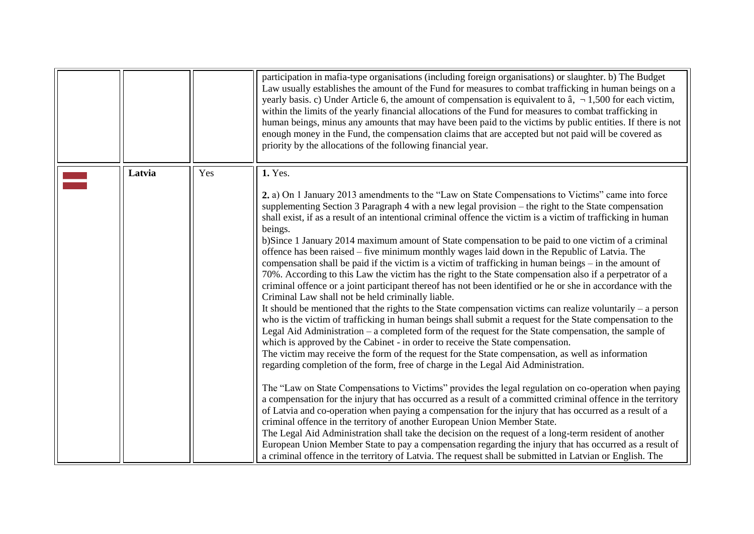| | | | |
|---|---|---|---|
| | | | participation in mafia-type organisations (including foreign organisations) or slaughter. b) The Budget Law usually establishes the amount of the Fund for measures to combat trafficking in human beings on a yearly basis. c) Under Article 6, the amount of compensation is equivalent to â, ¬ 1,500 for each victim, within the limits of the yearly financial allocations of the Fund for measures to combat trafficking in human beings, minus any amounts that may have been paid to the victims by public entities. If there is not enough money in the Fund, the compensation claims that are accepted but not paid will be covered as priority by the allocations of the following financial year. |
| | **Latvia** | Yes | **1.** Yes.<br><br>**2.** a) On 1 January 2013 amendments to the "Law on State Compensations to Victims" came into force supplementing Section 3 Paragraph 4 with a new legal provision – the right to the State compensation shall exist, if as a result of an intentional criminal offence the victim is a victim of trafficking in human beings.<br>b)Since 1 January 2014 maximum amount of State compensation to be paid to one victim of a criminal offence has been raised – five minimum monthly wages laid down in the Republic of Latvia. The compensation shall be paid if the victim is a victim of trafficking in human beings – in the amount of 70%. According to this Law the victim has the right to the State compensation also if a perpetrator of a criminal offence or a joint participant thereof has not been identified or he or she in accordance with the Criminal Law shall not be held criminally liable.<br>It should be mentioned that the rights to the State compensation victims can realize voluntarily – a person who is the victim of trafficking in human beings shall submit a request for the State compensation to the Legal Aid Administration – a completed form of the request for the State compensation, the sample of which is approved by the Cabinet - in order to receive the State compensation.<br>The victim may receive the form of the request for the State compensation, as well as information regarding completion of the form, free of charge in the Legal Aid Administration.<br><br>The "Law on State Compensations to Victims" provides the legal regulation on co-operation when paying a compensation for the injury that has occurred as a result of a committed criminal offence in the territory of Latvia and co-operation when paying a compensation for the injury that has occurred as a result of a criminal offence in the territory of another European Union Member State.<br>The Legal Aid Administration shall take the decision on the request of a long-term resident of another European Union Member State to pay a compensation regarding the injury that has occurred as a result of a criminal offence in the territory of Latvia. The request shall be submitted in Latvian or English. The |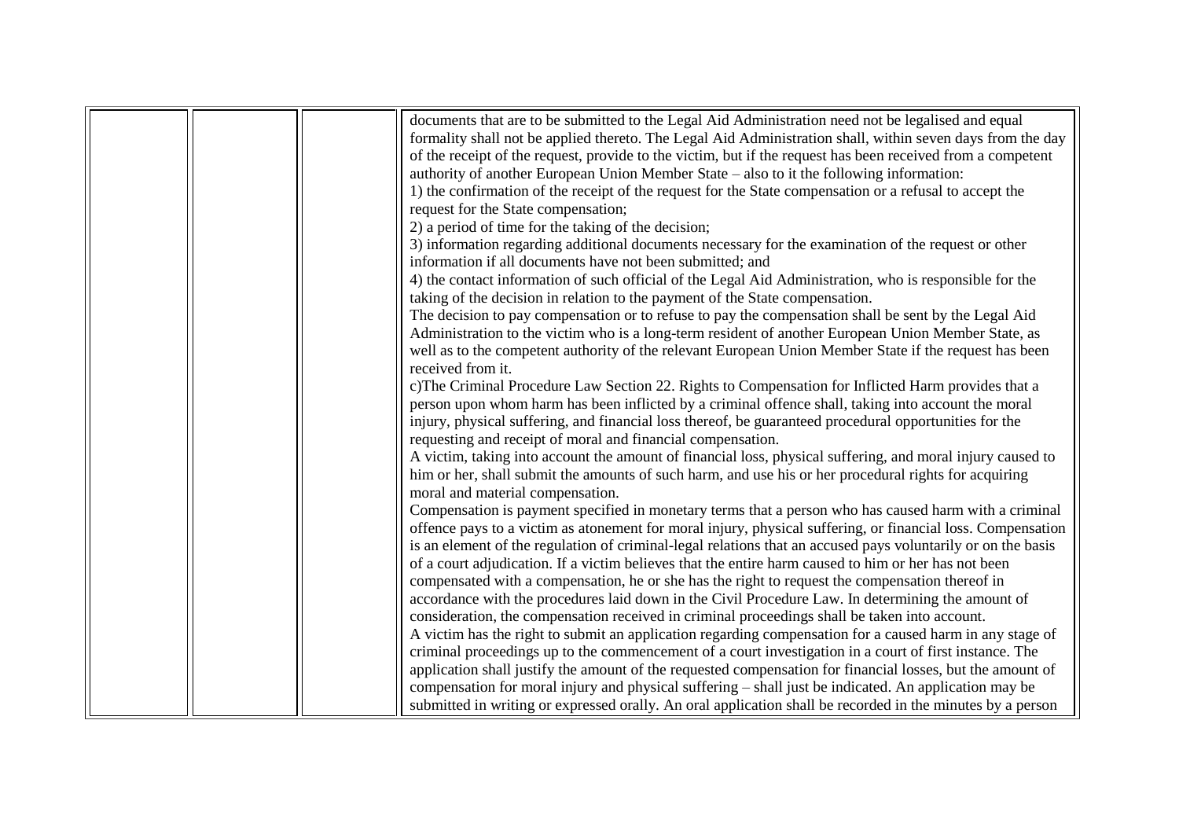| | | | |
|---|---|---|---|
| | | | documents that are to be submitted to the Legal Aid Administration need not be legalised and equal formality shall not be applied thereto. The Legal Aid Administration shall, within seven days from the day of the receipt of the request, provide to the victim, but if the request has been received from a competent authority of another European Union Member State – also to it the following information:<br>1) the confirmation of the receipt of the request for the State compensation or a refusal to accept the request for the State compensation;<br>2) a period of time for the taking of the decision;<br>3) information regarding additional documents necessary for the examination of the request or other information if all documents have not been submitted; and<br>4) the contact information of such official of the Legal Aid Administration, who is responsible for the taking of the decision in relation to the payment of the State compensation.<br>The decision to pay compensation or to refuse to pay the compensation shall be sent by the Legal Aid Administration to the victim who is a long-term resident of another European Union Member State, as well as to the competent authority of the relevant European Union Member State if the request has been received from it.<br>c)The Criminal Procedure Law Section 22. Rights to Compensation for Inflicted Harm provides that a person upon whom harm has been inflicted by a criminal offence shall, taking into account the moral injury, physical suffering, and financial loss thereof, be guaranteed procedural opportunities for the requesting and receipt of moral and financial compensation.<br>A victim, taking into account the amount of financial loss, physical suffering, and moral injury caused to him or her, shall submit the amounts of such harm, and use his or her procedural rights for acquiring moral and material compensation.<br>Compensation is payment specified in monetary terms that a person who has caused harm with a criminal offence pays to a victim as atonement for moral injury, physical suffering, or financial loss. Compensation is an element of the regulation of criminal-legal relations that an accused pays voluntarily or on the basis of a court adjudication. If a victim believes that the entire harm caused to him or her has not been compensated with a compensation, he or she has the right to request the compensation thereof in accordance with the procedures laid down in the Civil Procedure Law. In determining the amount of consideration, the compensation received in criminal proceedings shall be taken into account.<br>A victim has the right to submit an application regarding compensation for a caused harm in any stage of criminal proceedings up to the commencement of a court investigation in a court of first instance. The application shall justify the amount of the requested compensation for financial losses, but the amount of compensation for moral injury and physical suffering – shall just be indicated. An application may be submitted in writing or expressed orally. An oral application shall be recorded in the minutes by a person |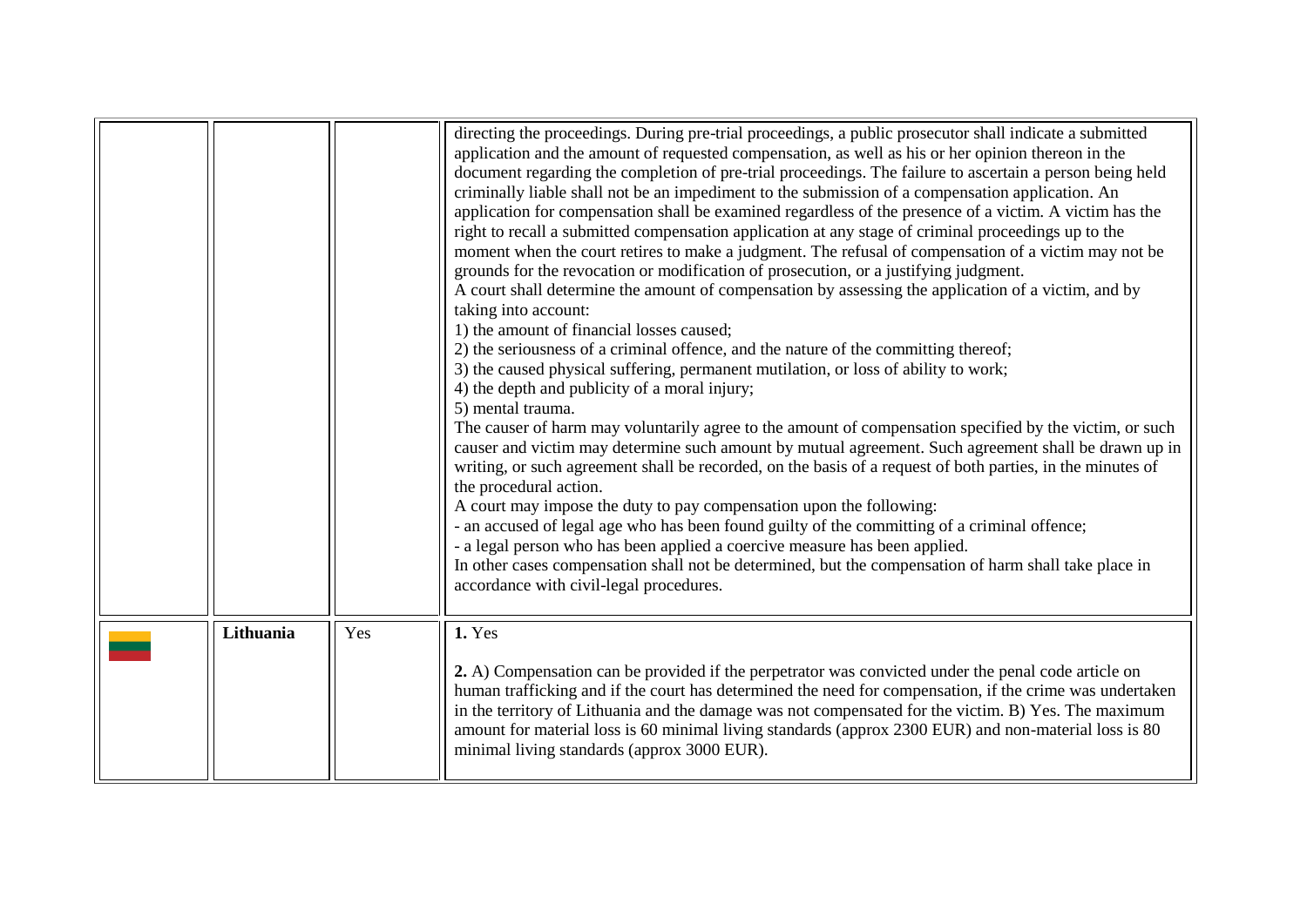| | | | |
|---|---|---|---|
| | | | directing the proceedings. During pre-trial proceedings, a public prosecutor shall indicate a submitted application and the amount of requested compensation, as well as his or her opinion thereon in the document regarding the completion of pre-trial proceedings. The failure to ascertain a person being held criminally liable shall not be an impediment to the submission of a compensation application. An application for compensation shall be examined regardless of the presence of a victim. A victim has the right to recall a submitted compensation application at any stage of criminal proceedings up to the moment when the court retires to make a judgment. The refusal of compensation of a victim may not be grounds for the revocation or modification of prosecution, or a justifying judgment.<br>A court shall determine the amount of compensation by assessing the application of a victim, and by taking into account:<br>1) the amount of financial losses caused;<br>2) the seriousness of a criminal offence, and the nature of the committing thereof;<br>3) the caused physical suffering, permanent mutilation, or loss of ability to work;<br>4) the depth and publicity of a moral injury;<br>5) mental trauma.<br>The causer of harm may voluntarily agree to the amount of compensation specified by the victim, or such causer and victim may determine such amount by mutual agreement. Such agreement shall be drawn up in writing, or such agreement shall be recorded, on the basis of a request of both parties, in the minutes of the procedural action.<br>A court may impose the duty to pay compensation upon the following:<br>- an accused of legal age who has been found guilty of the committing of a criminal offence;<br>- a legal person who has been applied a coercive measure has been applied.<br>In other cases compensation shall not be determined, but the compensation of harm shall take place in accordance with civil-legal procedures. |
| | **Lithuania** | Yes | **1.** Yes<br><br>**2.** A) Compensation can be provided if the perpetrator was convicted under the penal code article on human trafficking and if the court has determined the need for compensation, if the crime was undertaken in the territory of Lithuania and the damage was not compensated for the victim. B) Yes. The maximum amount for material loss is 60 minimal living standards (approx 2300 EUR) and non-material loss is 80 minimal living standards (approx 3000 EUR). |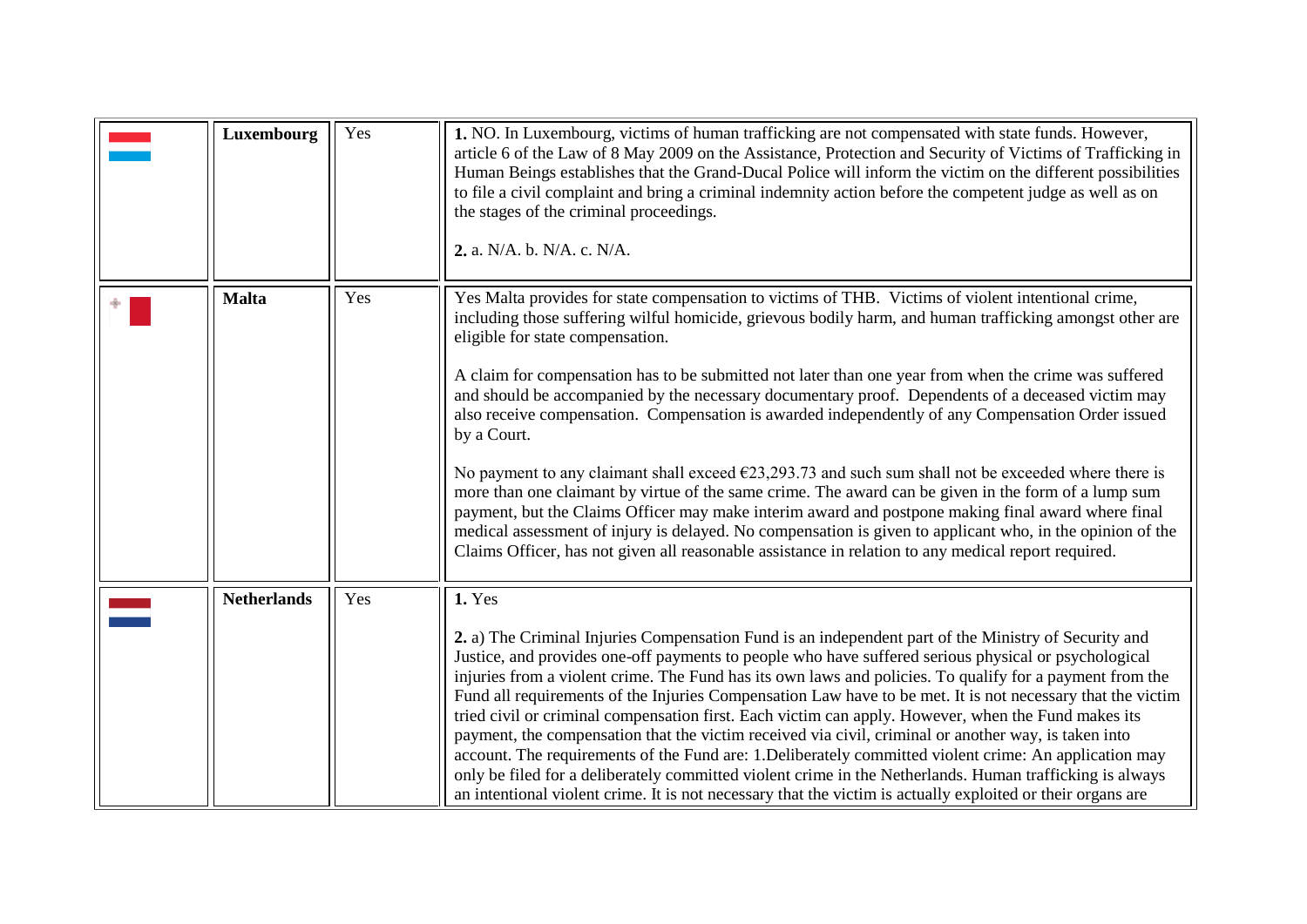|  | **Luxembourg** | Yes | **1.** NO. In Luxembourg, victims of human trafficking are not compensated with state funds. However, article 6 of the Law of 8 May 2009 on the Assistance, Protection and Security of Victims of Trafficking in Human Beings establishes that the Grand-Ducal Police will inform the victim on the different possibilities to file a civil complaint and bring a criminal indemnity action before the competent judge as well as on the stages of the criminal proceedings.<br><br>**2.** a. N/A. b. N/A. c. N/A. |
|---|---|---|---|
|  | **Malta** | Yes | Yes Malta provides for state compensation to victims of THB. Victims of violent intentional crime, including those suffering wilful homicide, grievous bodily harm, and human trafficking amongst other are eligible for state compensation.<br><br>A claim for compensation has to be submitted not later than one year from when the crime was suffered and should be accompanied by the necessary documentary proof. Dependents of a deceased victim may also receive compensation. Compensation is awarded independently of any Compensation Order issued by a Court.<br><br>No payment to any claimant shall exceed €23,293.73 and such sum shall not be exceeded where there is more than one claimant by virtue of the same crime. The award can be given in the form of a lump sum payment, but the Claims Officer may make interim award and postpone making final award where final medical assessment of injury is delayed. No compensation is given to applicant who, in the opinion of the Claims Officer, has not given all reasonable assistance in relation to any medical report required. |
|  | **Netherlands** | Yes | **1.** Yes<br><br>**2.** a) The Criminal Injuries Compensation Fund is an independent part of the Ministry of Security and Justice, and provides one-off payments to people who have suffered serious physical or psychological injuries from a violent crime. The Fund has its own laws and policies. To qualify for a payment from the Fund all requirements of the Injuries Compensation Law have to be met. It is not necessary that the victim tried civil or criminal compensation first. Each victim can apply. However, when the Fund makes its payment, the compensation that the victim received via civil, criminal or another way, is taken into account. The requirements of the Fund are: 1.Deliberately committed violent crime: An application may only be filed for a deliberately committed violent crime in the Netherlands. Human trafficking is always an intentional violent crime. It is not necessary that the victim is actually exploited or their organs are |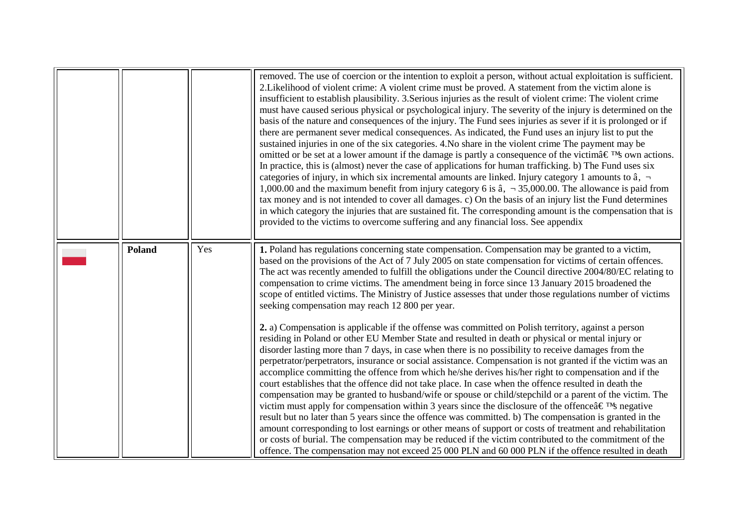| | | | |
|---|---|---|---|
| | | | removed. The use of coercion or the intention to exploit a person, without actual exploitation is sufficient. 2.Likelihood of violent crime: A violent crime must be proved. A statement from the victim alone is insufficient to establish plausibility. 3.Serious injuries as the result of violent crime: The violent crime must have caused serious physical or psychological injury. The severity of the injury is determined on the basis of the nature and consequences of the injury. The Fund sees injuries as sever if it is prolonged or if there are permanent sever medical consequences. As indicated, the Fund uses an injury list to put the sustained injuries in one of the six categories. 4.No share in the violent crime The payment may be omitted or be set at a lower amount if the damage is partly a consequence of the victimâ€™s own actions. In practice, this is (almost) never the case of applications for human trafficking. b) The Fund uses six categories of injury, in which six incremental amounts are linked. Injury category 1 amounts to â‚¬ 1,000.00 and the maximum benefit from injury category 6 is â‚¬ 35,000.00. The allowance is paid from tax money and is not intended to cover all damages. c) On the basis of an injury list the Fund determines in which category the injuries that are sustained fit. The corresponding amount is the compensation that is provided to the victims to overcome suffering and any financial loss. See appendix |
| | **Poland** | Yes | **1.** Poland has regulations concerning state compensation. Compensation may be granted to a victim, based on the provisions of the Act of 7 July 2005 on state compensation for victims of certain offences. The act was recently amended to fulfill the obligations under the Council directive 2004/80/EC relating to compensation to crime victims. The amendment being in force since 13 January 2015 broadened the scope of entitled victims. The Ministry of Justice assesses that under those regulations number of victims seeking compensation may reach 12 800 per year.<br><br>**2.** a) Compensation is applicable if the offense was committed on Polish territory, against a person residing in Poland or other EU Member State and resulted in death or physical or mental injury or disorder lasting more than 7 days, in case when there is no possibility to receive damages from the perpetrator/perpetrators, insurance or social assistance. Compensation is not granted if the victim was an accomplice committing the offence from which he/she derives his/her right to compensation and if the court establishes that the offence did not take place. In case when the offence resulted in death the compensation may be granted to husband/wife or spouse or child/stepchild or a parent of the victim. The victim must apply for compensation within 3 years since the disclosure of the offenceâ€™s negative result but no later than 5 years since the offence was committed. b) The compensation is granted in the amount corresponding to lost earnings or other means of support or costs of treatment and rehabilitation or costs of burial. The compensation may be reduced if the victim contributed to the commitment of the offence. The compensation may not exceed 25 000 PLN and 60 000 PLN if the offence resulted in death |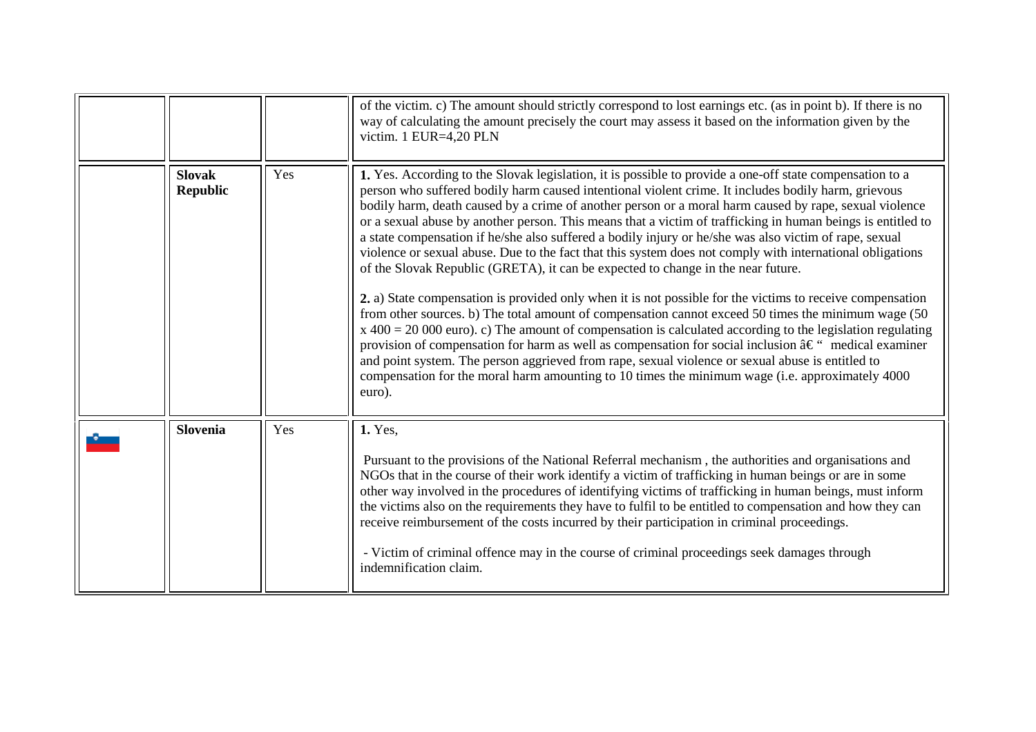|  |  |  |  |
|---|---|---|---|
|  |  |  | of the victim. c) The amount should strictly correspond to lost earnings etc. (as in point b). If there is no way of calculating the amount precisely the court may assess it based on the information given by the victim. 1 EUR=4,20 PLN |
|  | **Slovak Republic** | Yes | **1.** Yes. According to the Slovak legislation, it is possible to provide a one-off state compensation to a person who suffered bodily harm caused intentional violent crime. It includes bodily harm, grievous bodily harm, death caused by a crime of another person or a moral harm caused by rape, sexual violence or a sexual abuse by another person. This means that a victim of trafficking in human beings is entitled to a state compensation if he/she also suffered a bodily injury or he/she was also victim of rape, sexual violence or sexual abuse. Due to the fact that this system does not comply with international obligations of the Slovak Republic (GRETA), it can be expected to change in the near future.<br><br>**2.** a) State compensation is provided only when it is not possible for the victims to receive compensation from other sources. b) The total amount of compensation cannot exceed 50 times the minimum wage (50 x 400 = 20 000 euro). c) The amount of compensation is calculated according to the legislation regulating provision of compensation for harm as well as compensation for social inclusion â€" medical examiner and point system. The person aggrieved from rape, sexual violence or sexual abuse is entitled to compensation for the moral harm amounting to 10 times the minimum wage (i.e. approximately 4000 euro). |
|  | **Slovenia** | Yes | **1.** Yes,<br><br>Pursuant to the provisions of the National Referral mechanism , the authorities and organisations and NGOs that in the course of their work identify a victim of trafficking in human beings or are in some other way involved in the procedures of identifying victims of trafficking in human beings, must inform the victims also on the requirements they have to fulfil to be entitled to compensation and how they can receive reimbursement of the costs incurred by their participation in criminal proceedings.<br><br>- Victim of criminal offence may in the course of criminal proceedings seek damages through indemnification claim. |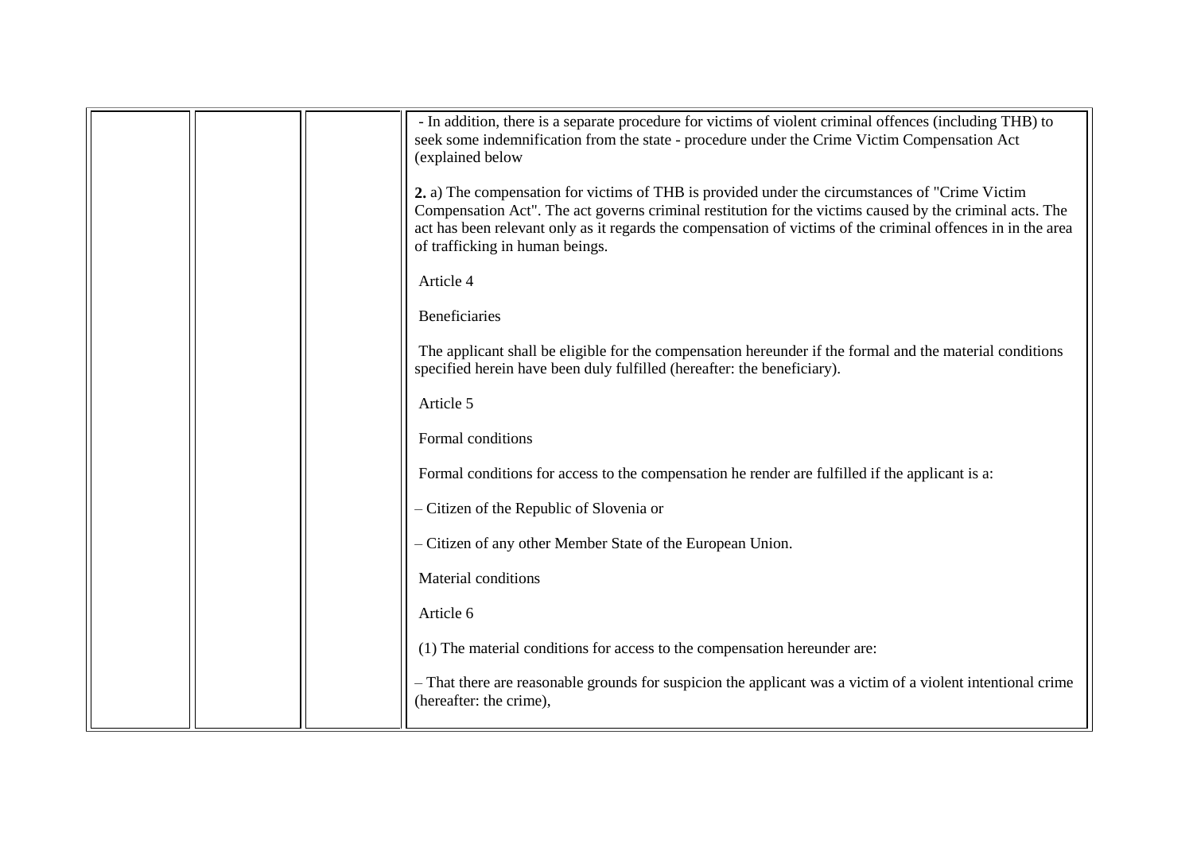| | | | - In addition, there is a separate procedure for victims of violent criminal offences (including THB) to seek some indemnification from the state - procedure under the Crime Victim Compensation Act (explained below<br><br>**2.** a) The compensation for victims of THB is provided under the circumstances of "Crime Victim Compensation Act". The act governs criminal restitution for the victims caused by the criminal acts. The act has been relevant only as it regards the compensation of victims of the criminal offences in in the area of trafficking in human beings.<br><br>Article 4<br><br>Beneficiaries<br><br>The applicant shall be eligible for the compensation hereunder if the formal and the material conditions specified herein have been duly fulfilled (hereafter: the beneficiary).<br><br>Article 5<br><br>Formal conditions<br><br>Formal conditions for access to the compensation he render are fulfilled if the applicant is a:<br><br>– Citizen of the Republic of Slovenia or<br><br>– Citizen of any other Member State of the European Union.<br><br>Material conditions<br><br>Article 6<br><br>(1) The material conditions for access to the compensation hereunder are:<br><br>– That there are reasonable grounds for suspicion the applicant was a victim of a violent intentional crime (hereafter: the crime), |
|---|---|---|---|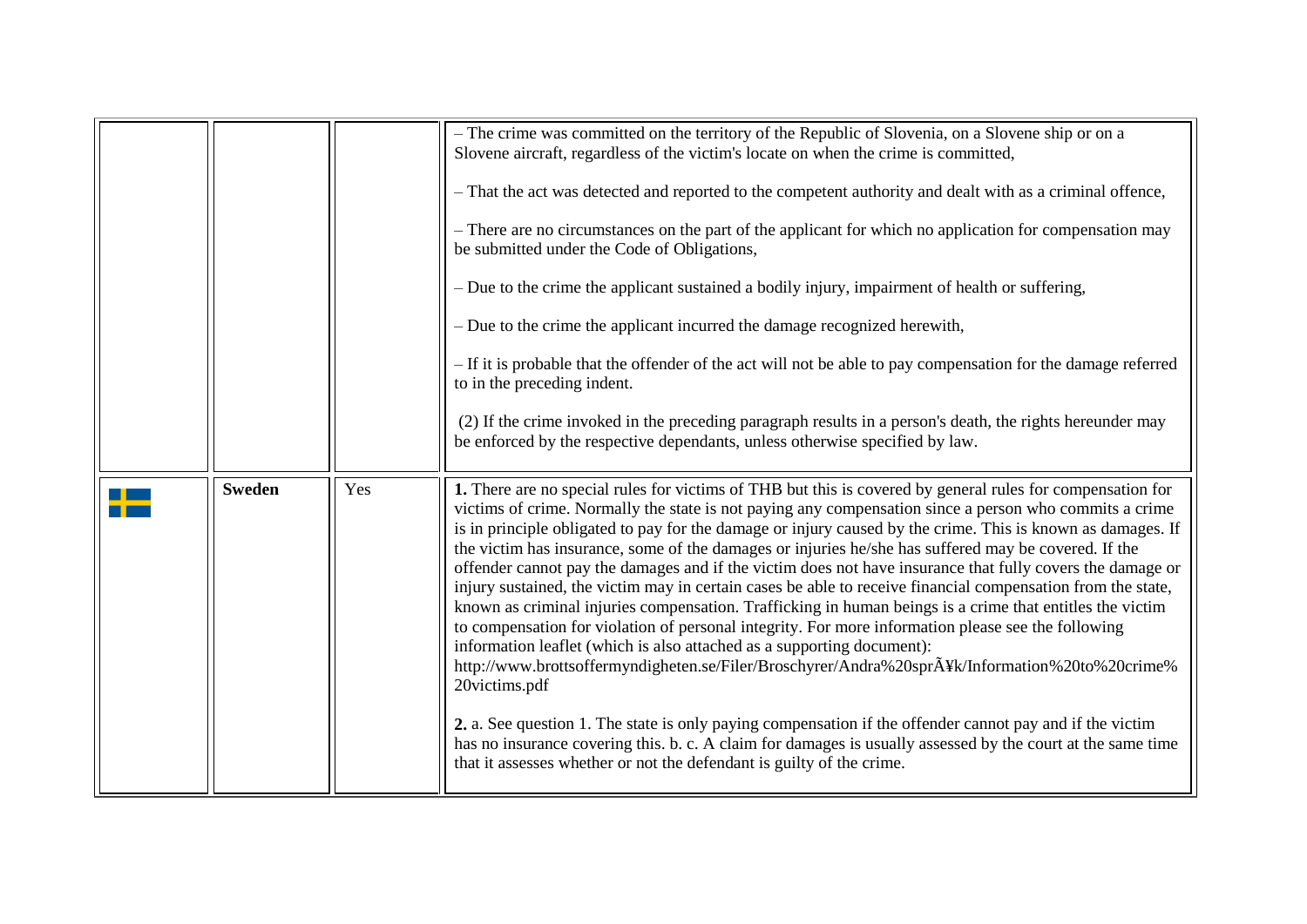| | | | |
|---|---|---|---|
| | | | – The crime was committed on the territory of the Republic of Slovenia, on a Slovene ship or on a Slovene aircraft, regardless of the victim's locate on when the crime is committed,<br><br>– That the act was detected and reported to the competent authority and dealt with as a criminal offence,<br><br>– There are no circumstances on the part of the applicant for which no application for compensation may be submitted under the Code of Obligations,<br><br>– Due to the crime the applicant sustained a bodily injury, impairment of health or suffering,<br><br>– Due to the crime the applicant incurred the damage recognized herewith,<br><br>– If it is probable that the offender of the act will not be able to pay compensation for the damage referred to in the preceding indent.<br><br>(2) If the crime invoked in the preceding paragraph results in a person's death, the rights hereunder may be enforced by the respective dependants, unless otherwise specified by law. |
| | **Sweden** | Yes | **1.** There are no special rules for victims of THB but this is covered by general rules for compensation for victims of crime. Normally the state is not paying any compensation since a person who commits a crime is in principle obligated to pay for the damage or injury caused by the crime. This is known as damages. If the victim has insurance, some of the damages or injuries he/she has suffered may be covered. If the offender cannot pay the damages and if the victim does not have insurance that fully covers the damage or injury sustained, the victim may in certain cases be able to receive financial compensation from the state, known as criminal injuries compensation. Trafficking in human beings is a crime that entitles the victim to compensation for violation of personal integrity. For more information please see the following information leaflet (which is also attached as a supporting document): http://www.brottsoffermyndigheten.se/Filer/Broschyrer/Andra%20sprÃ¥k/Information%20to%20crime%20victims.pdf<br><br>**2.** a. See question 1. The state is only paying compensation if the offender cannot pay and if the victim has no insurance covering this. b. c. A claim for damages is usually assessed by the court at the same time that it assesses whether or not the defendant is guilty of the crime. |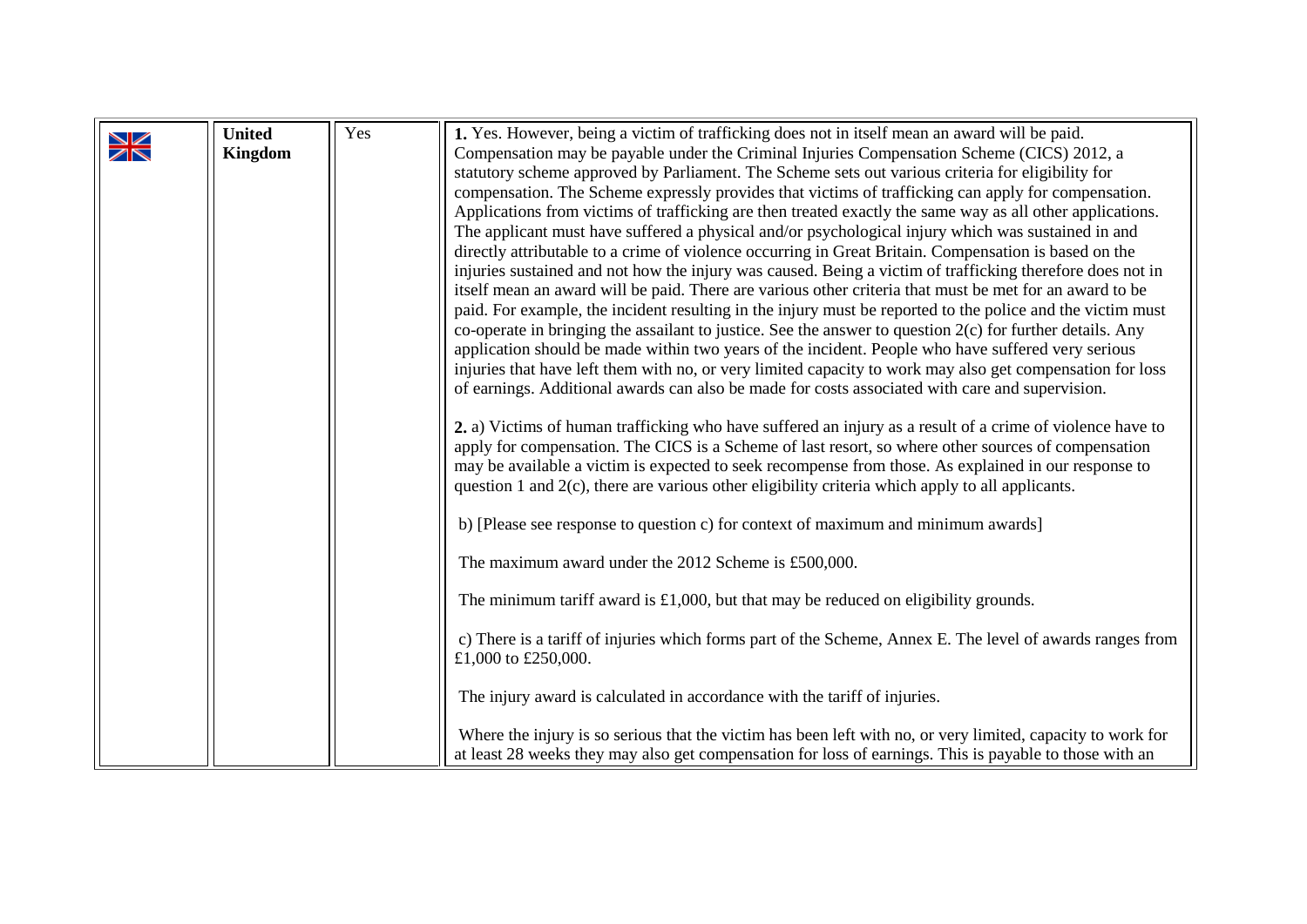| | | | |
|---|---|---|---|
| | **United Kingdom** | Yes | **1.** Yes. However, being a victim of trafficking does not in itself mean an award will be paid. Compensation may be payable under the Criminal Injuries Compensation Scheme (CICS) 2012, a statutory scheme approved by Parliament. The Scheme sets out various criteria for eligibility for compensation. The Scheme expressly provides that victims of trafficking can apply for compensation. Applications from victims of trafficking are then treated exactly the same way as all other applications. The applicant must have suffered a physical and/or psychological injury which was sustained in and directly attributable to a crime of violence occurring in Great Britain. Compensation is based on the injuries sustained and not how the injury was caused. Being a victim of trafficking therefore does not in itself mean an award will be paid. There are various other criteria that must be met for an award to be paid. For example, the incident resulting in the injury must be reported to the police and the victim must co-operate in bringing the assailant to justice. See the answer to question 2(c) for further details. Any application should be made within two years of the incident. People who have suffered very serious injuries that have left them with no, or very limited capacity to work may also get compensation for loss of earnings. Additional awards can also be made for costs associated with care and supervision.<br><br>**2.** a) Victims of human trafficking who have suffered an injury as a result of a crime of violence have to apply for compensation. The CICS is a Scheme of last resort, so where other sources of compensation may be available a victim is expected to seek recompense from those. As explained in our response to question 1 and 2(c), there are various other eligibility criteria which apply to all applicants.<br><br>b) [Please see response to question c) for context of maximum and minimum awards]<br><br>The maximum award under the 2012 Scheme is £500,000.<br><br>The minimum tariff award is £1,000, but that may be reduced on eligibility grounds.<br><br>c) There is a tariff of injuries which forms part of the Scheme, Annex E. The level of awards ranges from £1,000 to £250,000.<br><br>The injury award is calculated in accordance with the tariff of injuries.<br><br>Where the injury is so serious that the victim has been left with no, or very limited, capacity to work for at least 28 weeks they may also get compensation for loss of earnings. This is payable to those with an |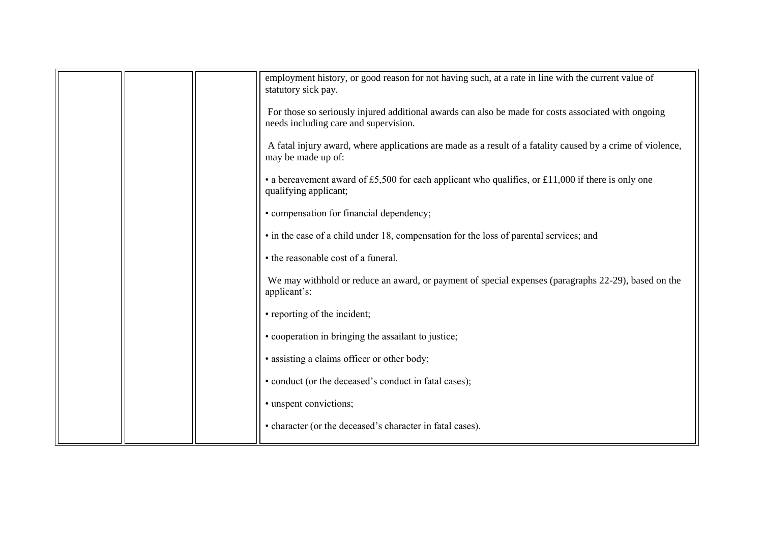| | | | |
|---|---|---|---|
| | | | employment history, or good reason for not having such, at a rate in line with the current value of statutory sick pay.<br><br>For those so seriously injured additional awards can also be made for costs associated with ongoing needs including care and supervision.<br><br>A fatal injury award, where applications are made as a result of a fatality caused by a crime of violence, may be made up of:<br><br>• a bereavement award of £5,500 for each applicant who qualifies, or £11,000 if there is only one qualifying applicant;<br><br>• compensation for financial dependency;<br><br>• in the case of a child under 18, compensation for the loss of parental services; and<br><br>• the reasonable cost of a funeral.<br><br>We may withhold or reduce an award, or payment of special expenses (paragraphs 22-29), based on the applicant's:<br><br>• reporting of the incident;<br><br>• cooperation in bringing the assailant to justice;<br><br>• assisting a claims officer or other body;<br><br>• conduct (or the deceased's conduct in fatal cases);<br><br>• unspent convictions;<br><br>• character (or the deceased's character in fatal cases). |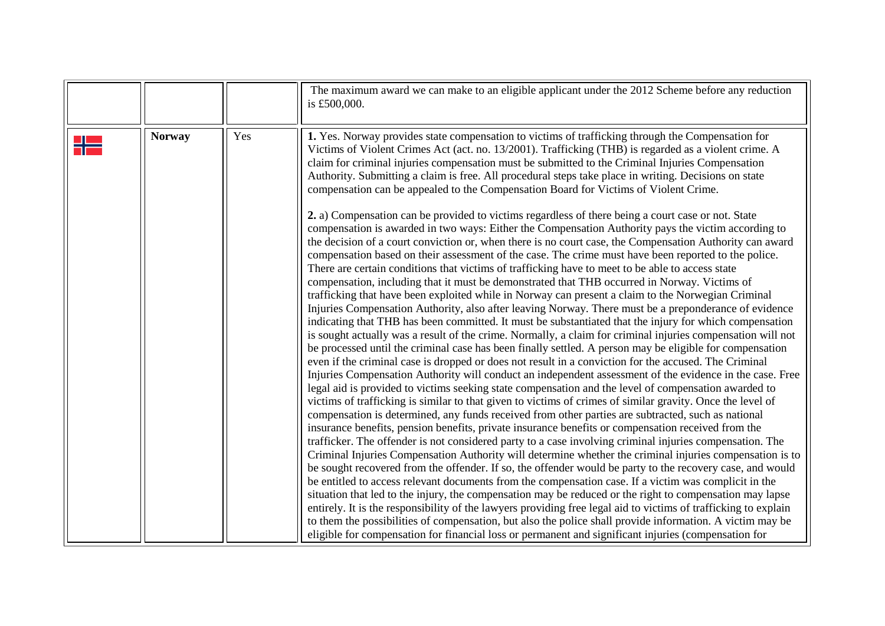| | | | |
|---|---|---|---|
| | | | The maximum award we can make to an eligible applicant under the 2012 Scheme before any reduction is £500,000. |
| | **Norway** | Yes | **1.** Yes. Norway provides state compensation to victims of trafficking through the Compensation for Victims of Violent Crimes Act (act. no. 13/2001). Trafficking (THB) is regarded as a violent crime. A claim for criminal injuries compensation must be submitted to the Criminal Injuries Compensation Authority. Submitting a claim is free. All procedural steps take place in writing. Decisions on state compensation can be appealed to the Compensation Board for Victims of Violent Crime.<br><br>**2.** a) Compensation can be provided to victims regardless of there being a court case or not. State compensation is awarded in two ways: Either the Compensation Authority pays the victim according to the decision of a court conviction or, when there is no court case, the Compensation Authority can award compensation based on their assessment of the case. The crime must have been reported to the police. There are certain conditions that victims of trafficking have to meet to be able to access state compensation, including that it must be demonstrated that THB occurred in Norway. Victims of trafficking that have been exploited while in Norway can present a claim to the Norwegian Criminal Injuries Compensation Authority, also after leaving Norway. There must be a preponderance of evidence indicating that THB has been committed. It must be substantiated that the injury for which compensation is sought actually was a result of the crime. Normally, a claim for criminal injuries compensation will not be processed until the criminal case has been finally settled. A person may be eligible for compensation even if the criminal case is dropped or does not result in a conviction for the accused. The Criminal Injuries Compensation Authority will conduct an independent assessment of the evidence in the case. Free legal aid is provided to victims seeking state compensation and the level of compensation awarded to victims of trafficking is similar to that given to victims of crimes of similar gravity. Once the level of compensation is determined, any funds received from other parties are subtracted, such as national insurance benefits, pension benefits, private insurance benefits or compensation received from the trafficker. The offender is not considered party to a case involving criminal injuries compensation. The Criminal Injuries Compensation Authority will determine whether the criminal injuries compensation is to be sought recovered from the offender. If so, the offender would be party to the recovery case, and would be entitled to access relevant documents from the compensation case. If a victim was complicit in the situation that led to the injury, the compensation may be reduced or the right to compensation may lapse entirely. It is the responsibility of the lawyers providing free legal aid to victims of trafficking to explain to them the possibilities of compensation, but also the police shall provide information. A victim may be eligible for compensation for financial loss or permanent and significant injuries (compensation for |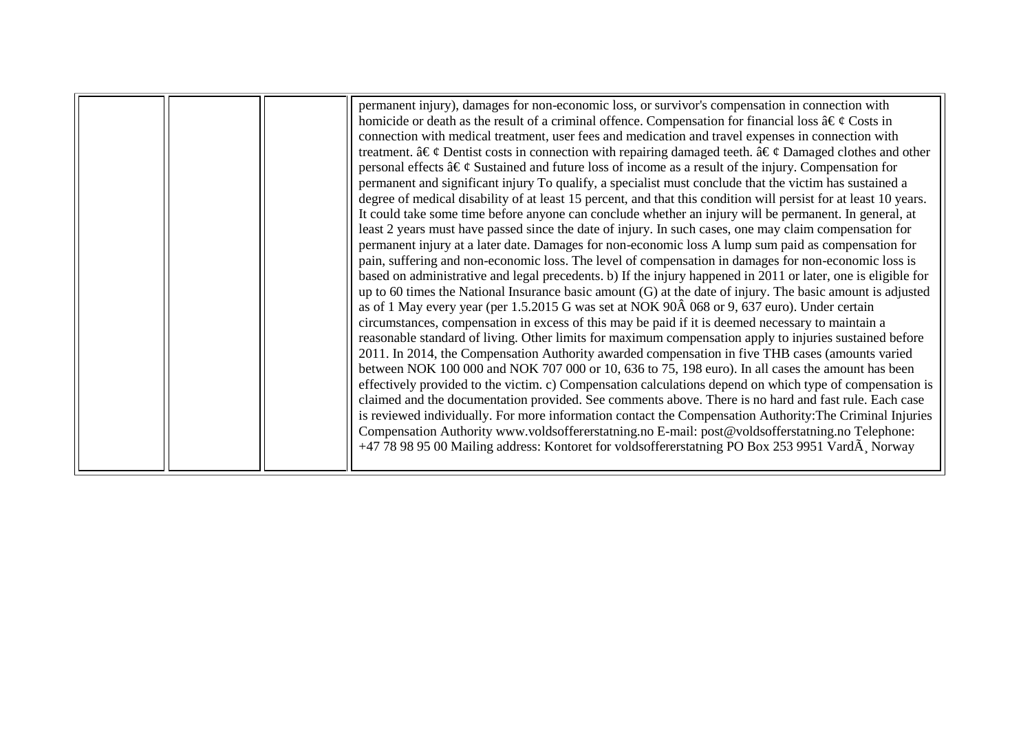| | | | |
|---|---|---|---|
| | | | permanent injury), damages for non-economic loss, or survivor's compensation in connection with homicide or death as the result of a criminal offence. Compensation for financial loss â€ ¢ Costs in connection with medical treatment, user fees and medication and travel expenses in connection with treatment. â€ ¢ Dentist costs in connection with repairing damaged teeth. â€ ¢ Damaged clothes and other personal effects â€ ¢ Sustained and future loss of income as a result of the injury. Compensation for permanent and significant injury To qualify, a specialist must conclude that the victim has sustained a degree of medical disability of at least 15 percent, and that this condition will persist for at least 10 years. It could take some time before anyone can conclude whether an injury will be permanent. In general, at least 2 years must have passed since the date of injury. In such cases, one may claim compensation for permanent injury at a later date. Damages for non-economic loss A lump sum paid as compensation for pain, suffering and non-economic loss. The level of compensation in damages for non-economic loss is based on administrative and legal precedents. b) If the injury happened in 2011 or later, one is eligible for up to 60 times the National Insurance basic amount (G) at the date of injury. The basic amount is adjusted as of 1 May every year (per 1.5.2015 G was set at NOK 90Â 068 or 9, 637 euro). Under certain circumstances, compensation in excess of this may be paid if it is deemed necessary to maintain a reasonable standard of living. Other limits for maximum compensation apply to injuries sustained before 2011. In 2014, the Compensation Authority awarded compensation in five THB cases (amounts varied between NOK 100 000 and NOK 707 000 or 10, 636 to 75, 198 euro). In all cases the amount has been effectively provided to the victim. c) Compensation calculations depend on which type of compensation is claimed and the documentation provided. See comments above. There is no hard and fast rule. Each case is reviewed individually. For more information contact the Compensation Authority:The Criminal Injuries Compensation Authority www.voldsoffererstatning.no E-mail: post@voldsofferstatning.no Telephone: +47 78 98 95 00 Mailing address: Kontoret for voldsoffererstatning PO Box 253 9951 VardÃ¸ Norway |